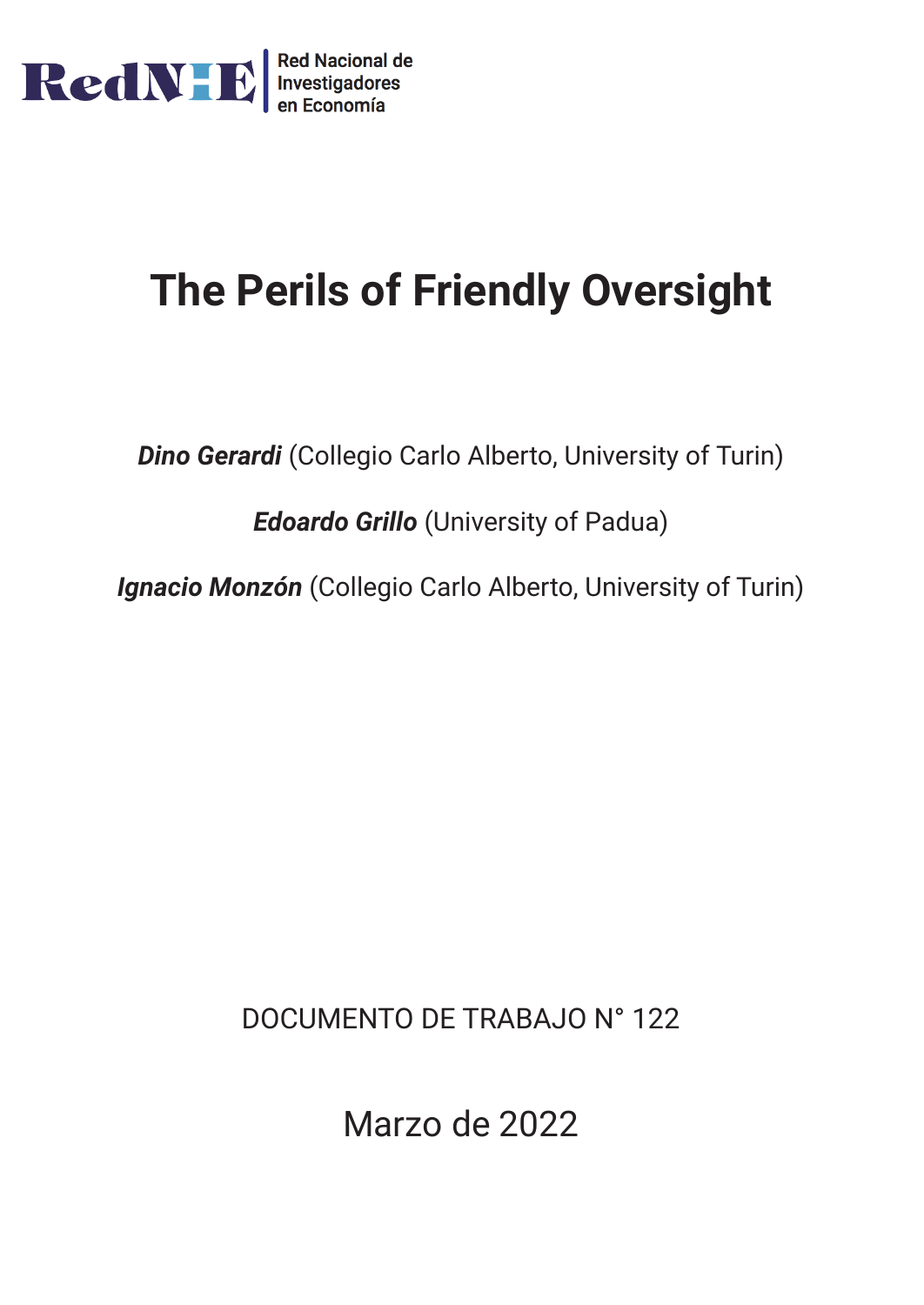RedNIE
Red Nacional de Investigadores en Economía

# The Perils of Friendly Oversight

***Dino Gerardi*** (Collegio Carlo Alberto, University of Turin)

***Edoardo Grillo*** (University of Padua)

***Ignacio Monzón*** (Collegio Carlo Alberto, University of Turin)

DOCUMENTO DE TRABAJO N° 122

Marzo de 2022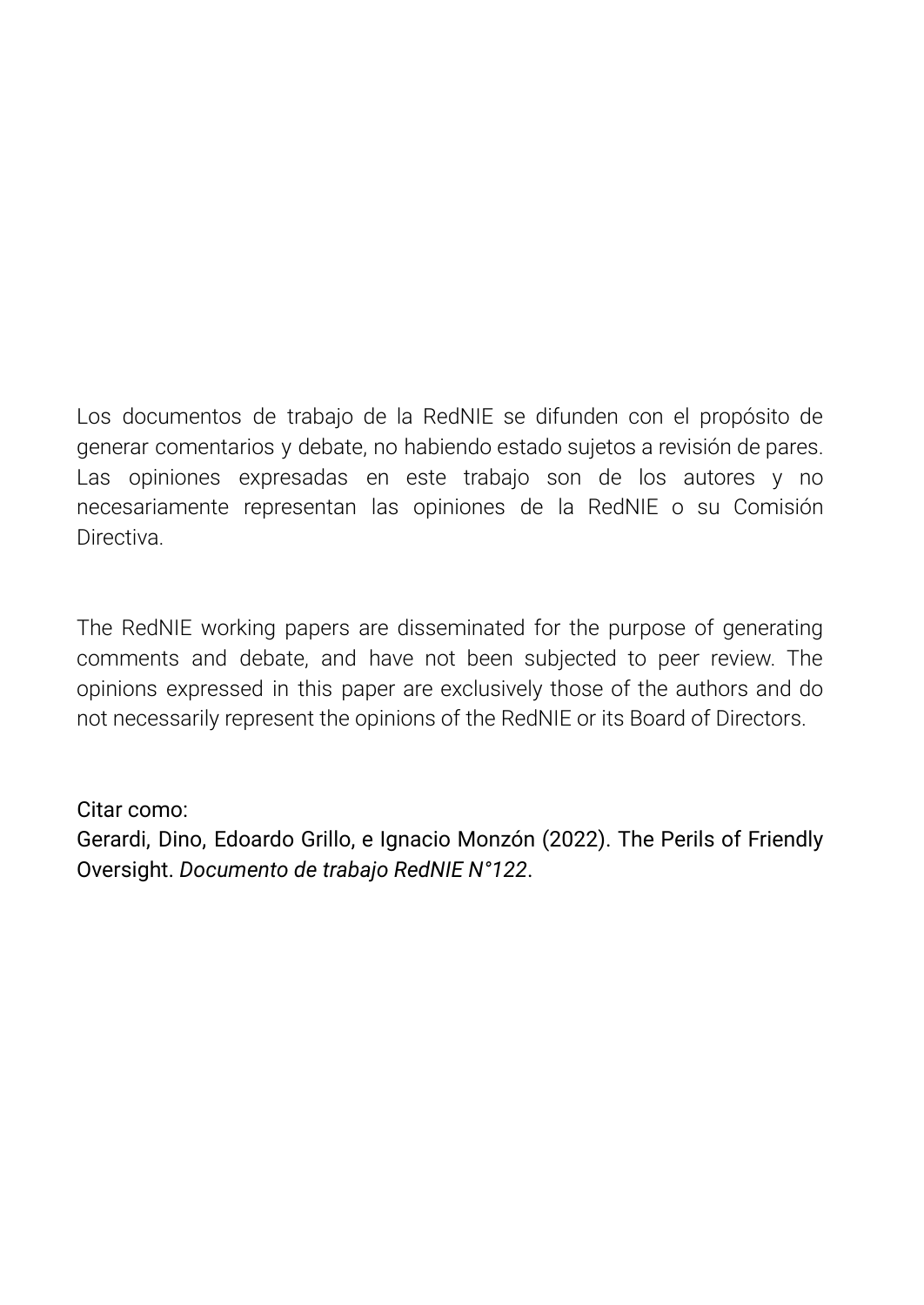Los documentos de trabajo de la RedNIE se difunden con el propósito de generar comentarios y debate, no habiendo estado sujetos a revisión de pares. Las opiniones expresadas en este trabajo son de los autores y no necesariamente representan las opiniones de la RedNIE o su Comisión Directiva.

The RedNIE working papers are disseminated for the purpose of generating comments and debate, and have not been subjected to peer review. The opinions expressed in this paper are exclusively those of the authors and do not necessarily represent the opinions of the RedNIE or its Board of Directors.

Citar como:
Gerardi, Dino, Edoardo Grillo, e Ignacio Monzón (2022). The Perils of Friendly Oversight. *Documento de trabajo RedNIE N°122*.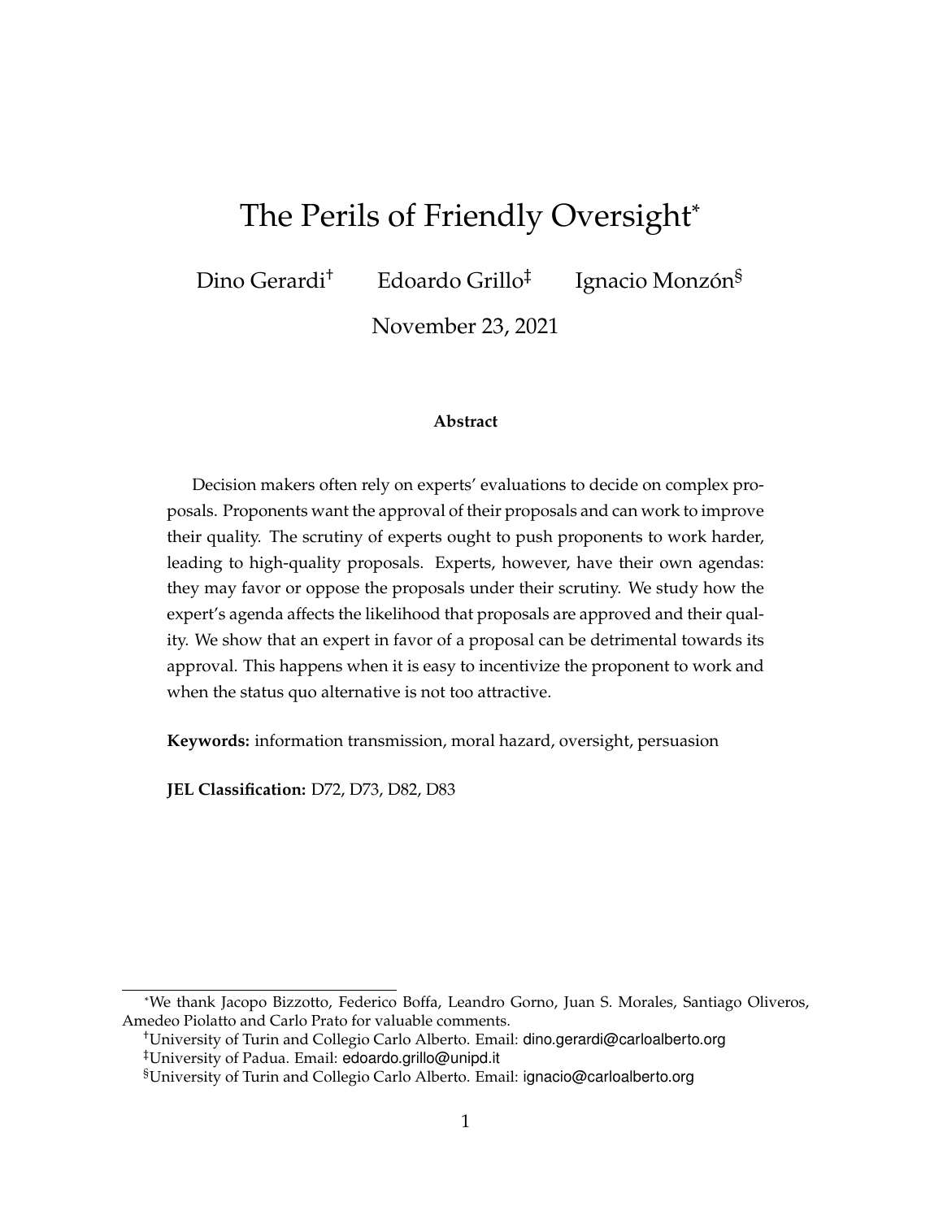# The Perils of Friendly Oversight*

Dino Gerardi[†] Edoardo Grillo[‡] Ignacio Monzón[§]

November 23, 2021

**Abstract**

Decision makers often rely on experts' evaluations to decide on complex proposals. Proponents want the approval of their proposals and can work to improve their quality. The scrutiny of experts ought to push proponents to work harder, leading to high-quality proposals. Experts, however, have their own agendas: they may favor or oppose the proposals under their scrutiny. We study how the expert's agenda affects the likelihood that proposals are approved and their quality. We show that an expert in favor of a proposal can be detrimental towards its approval. This happens when it is easy to incentivize the proponent to work and when the status quo alternative is not too attractive.

**Keywords:** information transmission, moral hazard, oversight, persuasion

**JEL Classification:** D72, D73, D82, D83

---

*We thank Jacopo Bizzotto, Federico Boffa, Leandro Gorno, Juan S. Morales, Santiago Oliveros, Amedeo Piolatto and Carlo Prato for valuable comments.

[†]University of Turin and Collegio Carlo Alberto. Email: dino.gerardi@carloalberto.org

[‡]University of Padua. Email: edoardo.grillo@unipd.it

[§]University of Turin and Collegio Carlo Alberto. Email: ignacio@carloalberto.org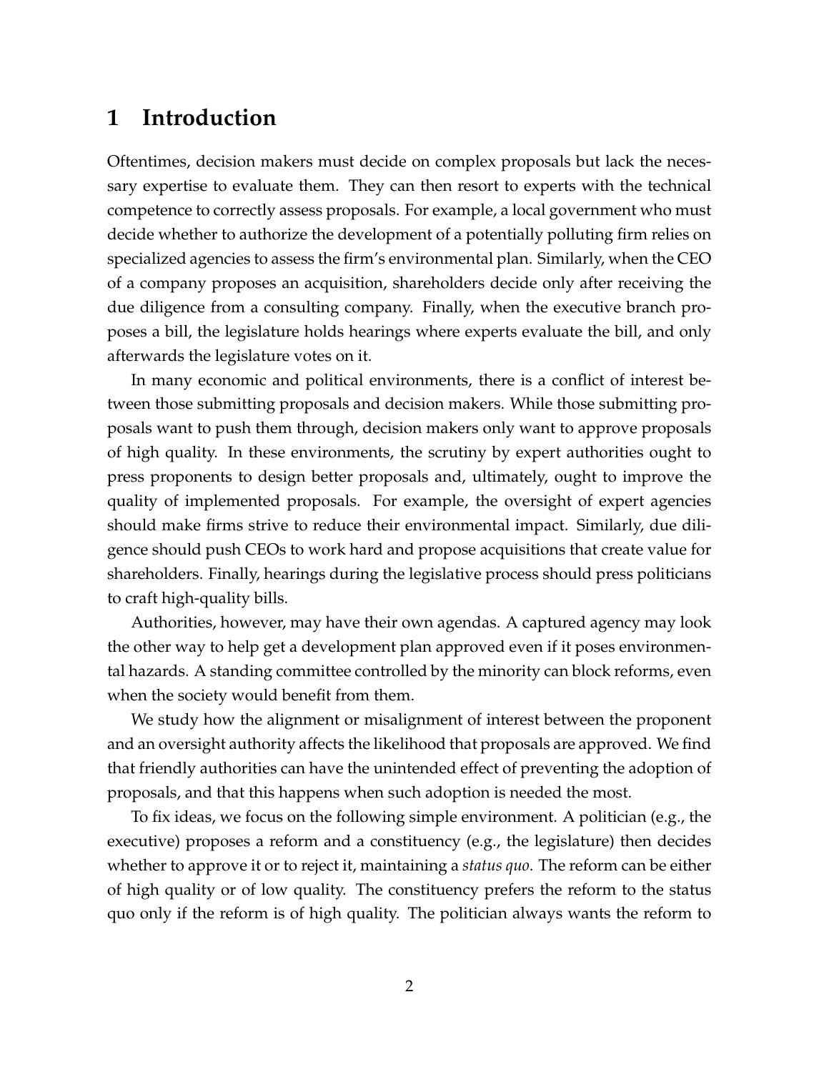# 1 Introduction

Oftentimes, decision makers must decide on complex proposals but lack the necessary expertise to evaluate them. They can then resort to experts with the technical competence to correctly assess proposals. For example, a local government who must decide whether to authorize the development of a potentially polluting firm relies on specialized agencies to assess the firm's environmental plan. Similarly, when the CEO of a company proposes an acquisition, shareholders decide only after receiving the due diligence from a consulting company. Finally, when the executive branch proposes a bill, the legislature holds hearings where experts evaluate the bill, and only afterwards the legislature votes on it.

In many economic and political environments, there is a conflict of interest between those submitting proposals and decision makers. While those submitting proposals want to push them through, decision makers only want to approve proposals of high quality. In these environments, the scrutiny by expert authorities ought to press proponents to design better proposals and, ultimately, ought to improve the quality of implemented proposals. For example, the oversight of expert agencies should make firms strive to reduce their environmental impact. Similarly, due diligence should push CEOs to work hard and propose acquisitions that create value for shareholders. Finally, hearings during the legislative process should press politicians to craft high-quality bills.

Authorities, however, may have their own agendas. A captured agency may look the other way to help get a development plan approved even if it poses environmental hazards. A standing committee controlled by the minority can block reforms, even when the society would benefit from them.

We study how the alignment or misalignment of interest between the proponent and an oversight authority affects the likelihood that proposals are approved. We find that friendly authorities can have the unintended effect of preventing the adoption of proposals, and that this happens when such adoption is needed the most.

To fix ideas, we focus on the following simple environment. A politician (e.g., the executive) proposes a reform and a constituency (e.g., the legislature) then decides whether to approve it or to reject it, maintaining a *status quo*. The reform can be either of high quality or of low quality. The constituency prefers the reform to the status quo only if the reform is of high quality. The politician always wants the reform to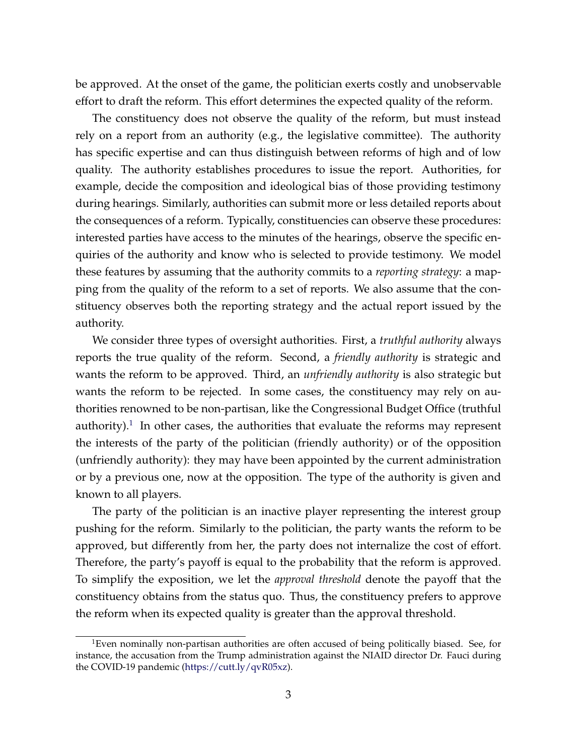be approved. At the onset of the game, the politician exerts costly and unobservable effort to draft the reform. This effort determines the expected quality of the reform.

The constituency does not observe the quality of the reform, but must instead rely on a report from an authority (e.g., the legislative committee). The authority has specific expertise and can thus distinguish between reforms of high and of low quality. The authority establishes procedures to issue the report. Authorities, for example, decide the composition and ideological bias of those providing testimony during hearings. Similarly, authorities can submit more or less detailed reports about the consequences of a reform. Typically, constituencies can observe these procedures: interested parties have access to the minutes of the hearings, observe the specific enquiries of the authority and know who is selected to provide testimony. We model these features by assuming that the authority commits to a *reporting strategy*: a mapping from the quality of the reform to a set of reports. We also assume that the constituency observes both the reporting strategy and the actual report issued by the authority.

We consider three types of oversight authorities. First, a *truthful authority* always reports the true quality of the reform. Second, a *friendly authority* is strategic and wants the reform to be approved. Third, an *unfriendly authority* is also strategic but wants the reform to be rejected. In some cases, the constituency may rely on authorities renowned to be non-partisan, like the Congressional Budget Office (truthful authority).[1] In other cases, the authorities that evaluate the reforms may represent the interests of the party of the politician (friendly authority) or of the opposition (unfriendly authority): they may have been appointed by the current administration or by a previous one, now at the opposition. The type of the authority is given and known to all players.

The party of the politician is an inactive player representing the interest group pushing for the reform. Similarly to the politician, the party wants the reform to be approved, but differently from her, the party does not internalize the cost of effort. Therefore, the party's payoff is equal to the probability that the reform is approved. To simplify the exposition, we let the *approval threshold* denote the payoff that the constituency obtains from the status quo. Thus, the constituency prefers to approve the reform when its expected quality is greater than the approval threshold.

[1] Even nominally non-partisan authorities are often accused of being politically biased. See, for instance, the accusation from the Trump administration against the NIAID director Dr. Fauci during the COVID-19 pandemic (https://cutt.ly/qvR05xz).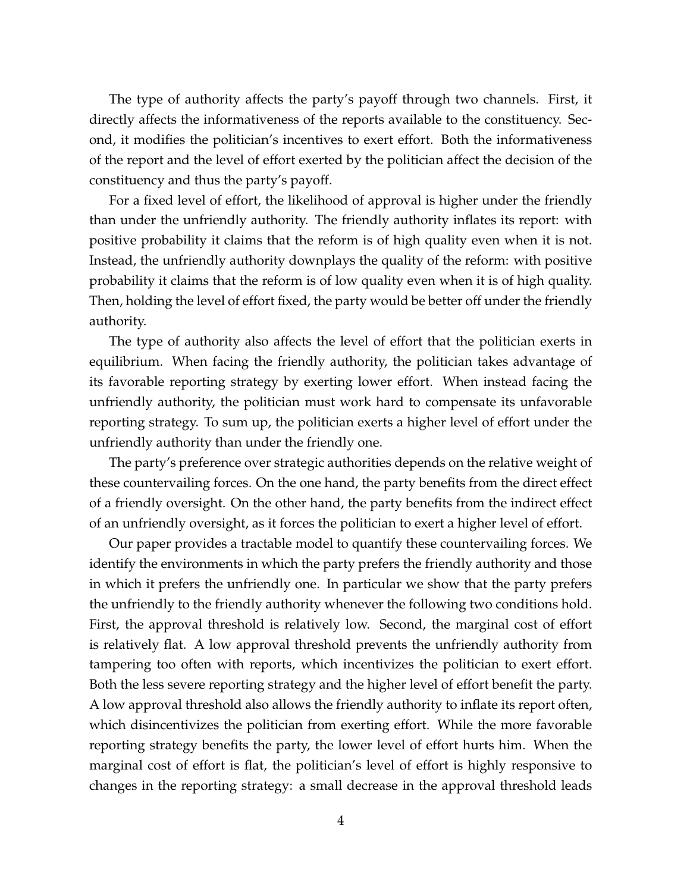The type of authority affects the party's payoff through two channels. First, it directly affects the informativeness of the reports available to the constituency. Second, it modifies the politician's incentives to exert effort. Both the informativeness of the report and the level of effort exerted by the politician affect the decision of the constituency and thus the party's payoff.

For a fixed level of effort, the likelihood of approval is higher under the friendly than under the unfriendly authority. The friendly authority inflates its report: with positive probability it claims that the reform is of high quality even when it is not. Instead, the unfriendly authority downplays the quality of the reform: with positive probability it claims that the reform is of low quality even when it is of high quality. Then, holding the level of effort fixed, the party would be better off under the friendly authority.

The type of authority also affects the level of effort that the politician exerts in equilibrium. When facing the friendly authority, the politician takes advantage of its favorable reporting strategy by exerting lower effort. When instead facing the unfriendly authority, the politician must work hard to compensate its unfavorable reporting strategy. To sum up, the politician exerts a higher level of effort under the unfriendly authority than under the friendly one.

The party's preference over strategic authorities depends on the relative weight of these countervailing forces. On the one hand, the party benefits from the direct effect of a friendly oversight. On the other hand, the party benefits from the indirect effect of an unfriendly oversight, as it forces the politician to exert a higher level of effort.

Our paper provides a tractable model to quantify these countervailing forces. We identify the environments in which the party prefers the friendly authority and those in which it prefers the unfriendly one. In particular we show that the party prefers the unfriendly to the friendly authority whenever the following two conditions hold. First, the approval threshold is relatively low. Second, the marginal cost of effort is relatively flat. A low approval threshold prevents the unfriendly authority from tampering too often with reports, which incentivizes the politician to exert effort. Both the less severe reporting strategy and the higher level of effort benefit the party. A low approval threshold also allows the friendly authority to inflate its report often, which disincentivizes the politician from exerting effort. While the more favorable reporting strategy benefits the party, the lower level of effort hurts him. When the marginal cost of effort is flat, the politician's level of effort is highly responsive to changes in the reporting strategy: a small decrease in the approval threshold leads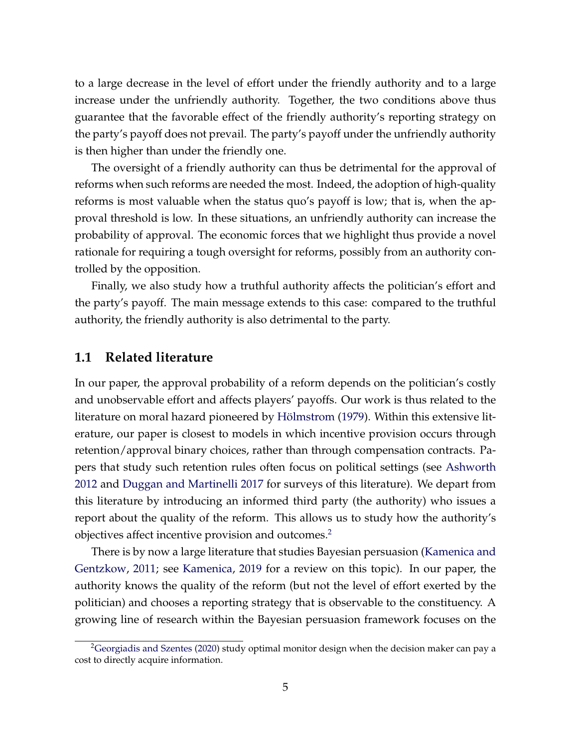to a large decrease in the level of effort under the friendly authority and to a large increase under the unfriendly authority. Together, the two conditions above thus guarantee that the favorable effect of the friendly authority's reporting strategy on the party's payoff does not prevail. The party's payoff under the unfriendly authority is then higher than under the friendly one.

The oversight of a friendly authority can thus be detrimental for the approval of reforms when such reforms are needed the most. Indeed, the adoption of high-quality reforms is most valuable when the status quo's payoff is low; that is, when the approval threshold is low. In these situations, an unfriendly authority can increase the probability of approval. The economic forces that we highlight thus provide a novel rationale for requiring a tough oversight for reforms, possibly from an authority controlled by the opposition.

Finally, we also study how a truthful authority affects the politician's effort and the party's payoff. The main message extends to this case: compared to the truthful authority, the friendly authority is also detrimental to the party.

## 1.1 Related literature

In our paper, the approval probability of a reform depends on the politician's costly and unobservable effort and affects players' payoffs. Our work is thus related to the literature on moral hazard pioneered by Hölmstrom (1979). Within this extensive literature, our paper is closest to models in which incentive provision occurs through retention/approval binary choices, rather than through compensation contracts. Papers that study such retention rules often focus on political settings (see Ashworth 2012 and Duggan and Martinelli 2017 for surveys of this literature). We depart from this literature by introducing an informed third party (the authority) who issues a report about the quality of the reform. This allows us to study how the authority's objectives affect incentive provision and outcomes.[2]

There is by now a large literature that studies Bayesian persuasion (Kamenica and Gentzkow, 2011; see Kamenica, 2019 for a review on this topic). In our paper, the authority knows the quality of the reform (but not the level of effort exerted by the politician) and chooses a reporting strategy that is observable to the constituency. A growing line of research within the Bayesian persuasion framework focuses on the

[2] Georgiadis and Szentes (2020) study optimal monitor design when the decision maker can pay a cost to directly acquire information.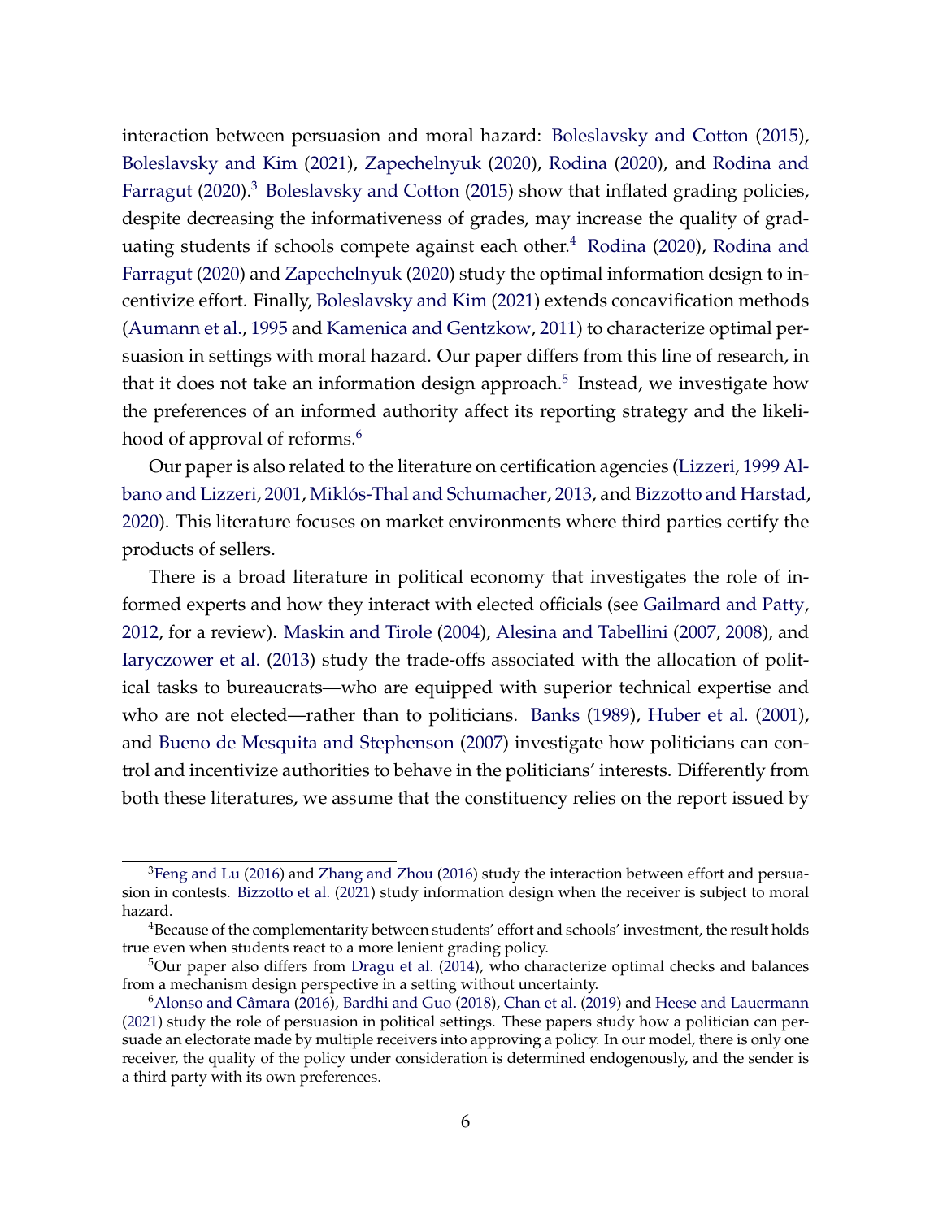interaction between persuasion and moral hazard: Boleslavsky and Cotton (2015), Boleslavsky and Kim (2021), Zapechelnyuk (2020), Rodina (2020), and Rodina and Farragut (2020).[3] Boleslavsky and Cotton (2015) show that inflated grading policies, despite decreasing the informativeness of grades, may increase the quality of graduating students if schools compete against each other.[4] Rodina (2020), Rodina and Farragut (2020) and Zapechelnyuk (2020) study the optimal information design to incentivize effort. Finally, Boleslavsky and Kim (2021) extends concavification methods (Aumann et al., 1995 and Kamenica and Gentzkow, 2011) to characterize optimal persuasion in settings with moral hazard. Our paper differs from this line of research, in that it does not take an information design approach.[5] Instead, we investigate how the preferences of an informed authority affect its reporting strategy and the likelihood of approval of reforms.[6]

Our paper is also related to the literature on certification agencies (Lizzeri, 1999 Albano and Lizzeri, 2001, Miklós-Thal and Schumacher, 2013, and Bizzotto and Harstad, 2020). This literature focuses on market environments where third parties certify the products of sellers.

There is a broad literature in political economy that investigates the role of informed experts and how they interact with elected officials (see Gailmard and Patty, 2012, for a review). Maskin and Tirole (2004), Alesina and Tabellini (2007, 2008), and Iaryczower et al. (2013) study the trade-offs associated with the allocation of political tasks to bureaucrats—who are equipped with superior technical expertise and who are not elected—rather than to politicians. Banks (1989), Huber et al. (2001), and Bueno de Mesquita and Stephenson (2007) investigate how politicians can control and incentivize authorities to behave in the politicians' interests. Differently from both these literatures, we assume that the constituency relies on the report issued by

[3] Feng and Lu (2016) and Zhang and Zhou (2016) study the interaction between effort and persuasion in contests. Bizzotto et al. (2021) study information design when the receiver is subject to moral hazard.

[4] Because of the complementarity between students' effort and schools' investment, the result holds true even when students react to a more lenient grading policy.

[5] Our paper also differs from Dragu et al. (2014), who characterize optimal checks and balances from a mechanism design perspective in a setting without uncertainty.

[6] Alonso and Câmara (2016), Bardhi and Guo (2018), Chan et al. (2019) and Heese and Lauermann (2021) study the role of persuasion in political settings. These papers study how a politician can persuade an electorate made by multiple receivers into approving a policy. In our model, there is only one receiver, the quality of the policy under consideration is determined endogenously, and the sender is a third party with its own preferences.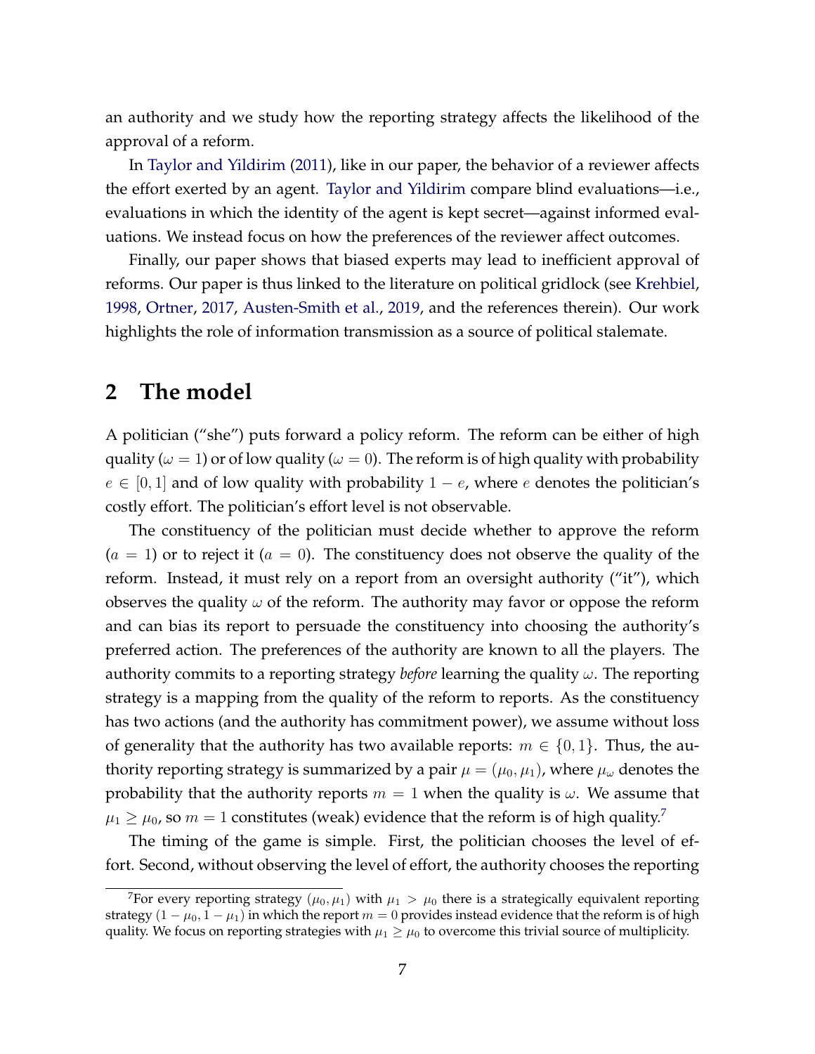an authority and we study how the reporting strategy affects the likelihood of the approval of a reform.

In Taylor and Yildirim (2011), like in our paper, the behavior of a reviewer affects the effort exerted by an agent. Taylor and Yildirim compare blind evaluations—i.e., evaluations in which the identity of the agent is kept secret—against informed evaluations. We instead focus on how the preferences of the reviewer affect outcomes.

Finally, our paper shows that biased experts may lead to inefficient approval of reforms. Our paper is thus linked to the literature on political gridlock (see Krehbiel, 1998, Ortner, 2017, Austen-Smith et al., 2019, and the references therein). Our work highlights the role of information transmission as a source of political stalemate.

# 2 The model

A politician ("she") puts forward a policy reform. The reform can be either of high quality ($\omega = 1$) or of low quality ($\omega = 0$). The reform is of high quality with probability $e \in [0, 1]$ and of low quality with probability $1 - e$, where $e$ denotes the politician's costly effort. The politician's effort level is not observable.

The constituency of the politician must decide whether to approve the reform ($a = 1$) or to reject it ($a = 0$). The constituency does not observe the quality of the reform. Instead, it must rely on a report from an oversight authority ("it"), which observes the quality $\omega$ of the reform. The authority may favor or oppose the reform and can bias its report to persuade the constituency into choosing the authority's preferred action. The preferences of the authority are known to all the players. The authority commits to a reporting strategy *before* learning the quality $\omega$. The reporting strategy is a mapping from the quality of the reform to reports. As the constituency has two actions (and the authority has commitment power), we assume without loss of generality that the authority has two available reports: $m \in \{0, 1\}$. Thus, the authority reporting strategy is summarized by a pair $\mu = (\mu_0, \mu_1)$, where $\mu_\omega$ denotes the probability that the authority reports $m = 1$ when the quality is $\omega$. We assume that $\mu_1 \geq \mu_0$, so $m = 1$ constitutes (weak) evidence that the reform is of high quality.[7]

The timing of the game is simple. First, the politician chooses the level of effort. Second, without observing the level of effort, the authority chooses the reporting

[7] For every reporting strategy $(\mu_0, \mu_1)$ with $\mu_1 > \mu_0$ there is a strategically equivalent reporting strategy $(1 - \mu_0, 1 - \mu_1)$ in which the report $m = 0$ provides instead evidence that the reform is of high quality. We focus on reporting strategies with $\mu_1 \geq \mu_0$ to overcome this trivial source of multiplicity.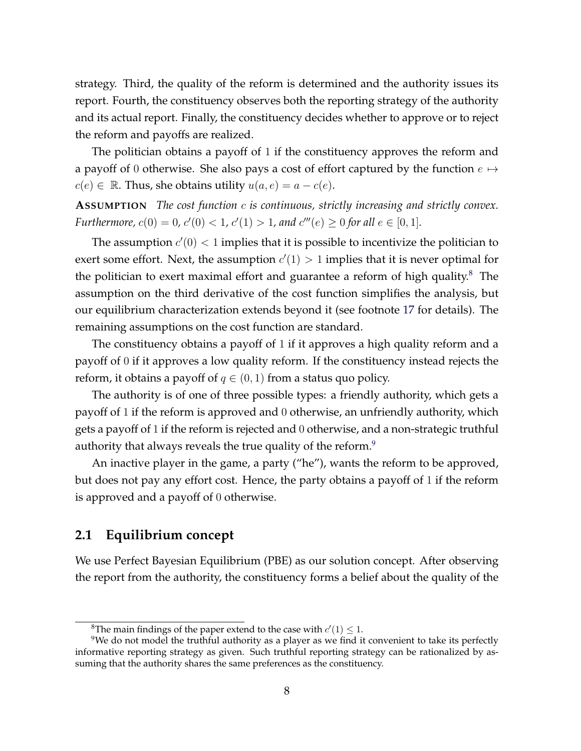strategy. Third, the quality of the reform is determined and the authority issues its report. Fourth, the constituency observes both the reporting strategy of the authority and its actual report. Finally, the constituency decides whether to approve or to reject the reform and payoffs are realized.

The politician obtains a payoff of $1$ if the constituency approves the reform and a payoff of $0$ otherwise. She also pays a cost of effort captured by the function $e \mapsto c(e) \in \mathbb{R}$. Thus, she obtains utility $u(a, e) = a - c(e)$.

**ASSUMPTION** *The cost function $c$ is continuous, strictly increasing and strictly convex. Furthermore, $c(0) = 0$, $c'(0) < 1$, $c'(1) > 1$, and $c'''(e) \geq 0$ for all $e \in [0, 1]$.*

The assumption $c'(0) < 1$ implies that it is possible to incentivize the politician to exert some effort. Next, the assumption $c'(1) > 1$ implies that it is never optimal for the politician to exert maximal effort and guarantee a reform of high quality.[8] The assumption on the third derivative of the cost function simplifies the analysis, but our equilibrium characterization extends beyond it (see footnote 17 for details). The remaining assumptions on the cost function are standard.

The constituency obtains a payoff of $1$ if it approves a high quality reform and a payoff of $0$ if it approves a low quality reform. If the constituency instead rejects the reform, it obtains a payoff of $q \in (0, 1)$ from a status quo policy.

The authority is of one of three possible types: a friendly authority, which gets a payoff of $1$ if the reform is approved and $0$ otherwise, an unfriendly authority, which gets a payoff of $1$ if the reform is rejected and $0$ otherwise, and a non-strategic truthful authority that always reveals the true quality of the reform.[9]

An inactive player in the game, a party ("he"), wants the reform to be approved, but does not pay any effort cost. Hence, the party obtains a payoff of $1$ if the reform is approved and a payoff of $0$ otherwise.

## 2.1 Equilibrium concept

We use Perfect Bayesian Equilibrium (PBE) as our solution concept. After observing the report from the authority, the constituency forms a belief about the quality of the

[8] The main findings of the paper extend to the case with $c'(1) \leq 1$.

[9] We do not model the truthful authority as a player as we find it convenient to take its perfectly informative reporting strategy as given. Such truthful reporting strategy can be rationalized by assuming that the authority shares the same preferences as the constituency.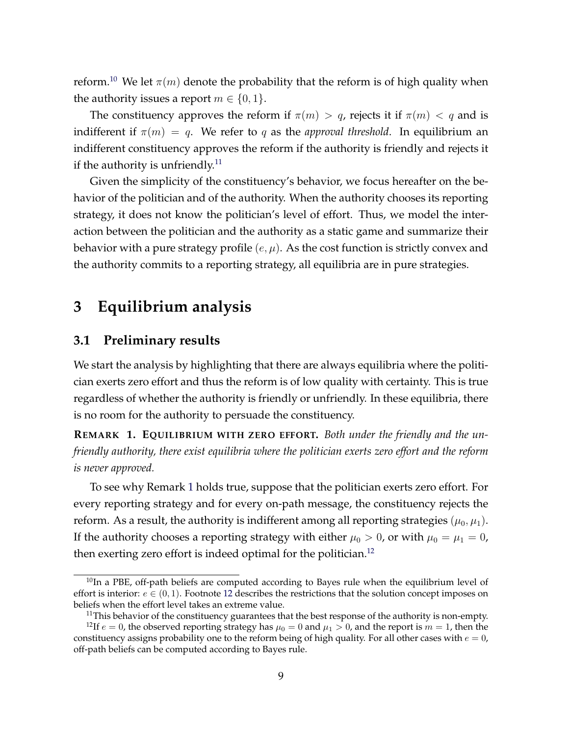reform.[10] We let $\pi(m)$ denote the probability that the reform is of high quality when the authority issues a report $m \in \{0, 1\}$.

The constituency approves the reform if $\pi(m) > q$, rejects it if $\pi(m) < q$ and is indifferent if $\pi(m) = q$. We refer to $q$ as the *approval threshold*. In equilibrium an indifferent constituency approves the reform if the authority is friendly and rejects it if the authority is unfriendly.[11]

Given the simplicity of the constituency's behavior, we focus hereafter on the behavior of the politician and of the authority. When the authority chooses its reporting strategy, it does not know the politician's level of effort. Thus, we model the interaction between the politician and the authority as a static game and summarize their behavior with a pure strategy profile $(e, \mu)$. As the cost function is strictly convex and the authority commits to a reporting strategy, all equilibria are in pure strategies.

# 3 Equilibrium analysis

## 3.1 Preliminary results

We start the analysis by highlighting that there are always equilibria where the politician exerts zero effort and thus the reform is of low quality with certainty. This is true regardless of whether the authority is friendly or unfriendly. In these equilibria, there is no room for the authority to persuade the constituency.

**REMARK 1. EQUILIBRIUM WITH ZERO EFFORT.** *Both under the friendly and the unfriendly authority, there exist equilibria where the politician exerts zero effort and the reform is never approved.*

To see why Remark 1 holds true, suppose that the politician exerts zero effort. For every reporting strategy and for every on-path message, the constituency rejects the reform. As a result, the authority is indifferent among all reporting strategies $(\mu_0, \mu_1)$. If the authority chooses a reporting strategy with either $\mu_0 > 0$, or with $\mu_0 = \mu_1 = 0$, then exerting zero effort is indeed optimal for the politician.[12]

[10] In a PBE, off-path beliefs are computed according to Bayes rule when the equilibrium level of effort is interior: $e \in (0, 1)$. Footnote 12 describes the restrictions that the solution concept imposes on beliefs when the effort level takes an extreme value.

[11] This behavior of the constituency guarantees that the best response of the authority is non-empty.

[12] If $e = 0$, the observed reporting strategy has $\mu_0 = 0$ and $\mu_1 > 0$, and the report is $m = 1$, then the constituency assigns probability one to the reform being of high quality. For all other cases with $e = 0$, off-path beliefs can be computed according to Bayes rule.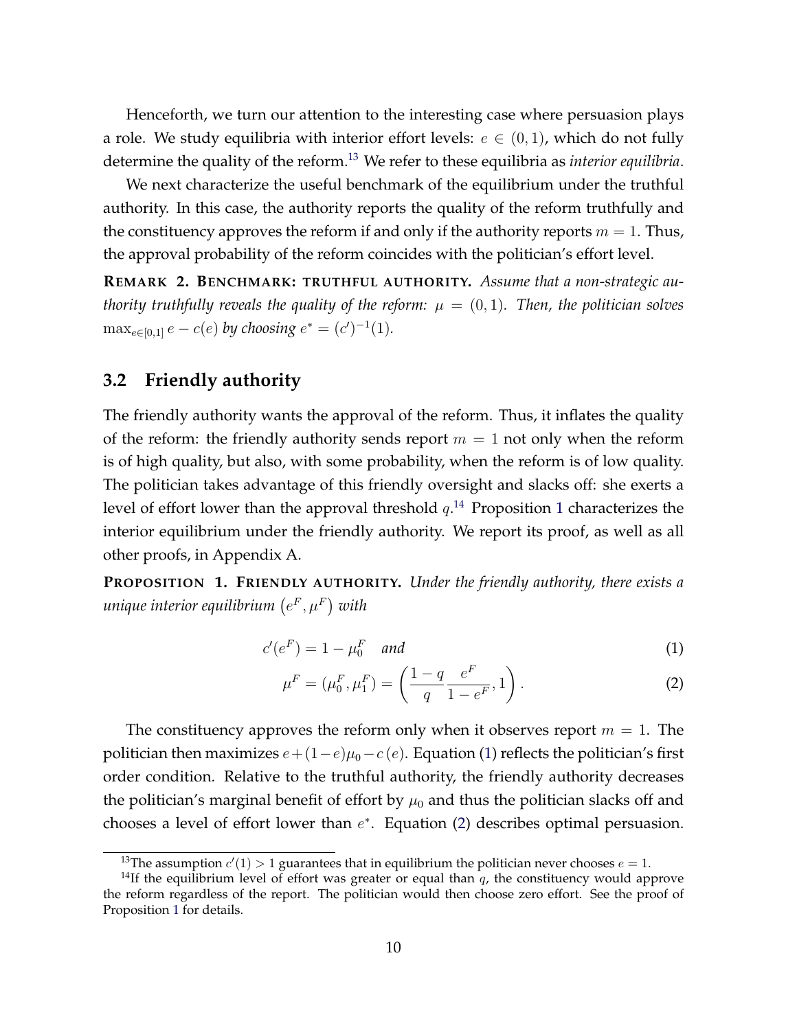Henceforth, we turn our attention to the interesting case where persuasion plays a role. We study equilibria with interior effort levels: $e \in (0, 1)$, which do not fully determine the quality of the reform.[13] We refer to these equilibria as *interior equilibria*.

We next characterize the useful benchmark of the equilibrium under the truthful authority. In this case, the authority reports the quality of the reform truthfully and the constituency approves the reform if and only if the authority reports $m = 1$. Thus, the approval probability of the reform coincides with the politician's effort level.

**REMARK 2. BENCHMARK: TRUTHFUL AUTHORITY.** *Assume that a non-strategic authority truthfully reveals the quality of the reform: $\mu = (0, 1)$. Then, the politician solves $\max_{e \in [0,1]} e - c(e)$ by choosing $e^* = (c')^{-1}(1)$.*

## 3.2 Friendly authority

The friendly authority wants the approval of the reform. Thus, it inflates the quality of the reform: the friendly authority sends report $m = 1$ not only when the reform is of high quality, but also, with some probability, when the reform is of low quality. The politician takes advantage of this friendly oversight and slacks off: she exerts a level of effort lower than the approval threshold $q$.[14] Proposition 1 characterizes the interior equilibrium under the friendly authority. We report its proof, as well as all other proofs, in Appendix A.

**PROPOSITION 1. FRIENDLY AUTHORITY.** *Under the friendly authority, there exists a unique interior equilibrium $\left(e^F, \mu^F\right)$ with*

$$c'(e^F) = 1 - \mu_0^F \quad \text{and} \tag{1}$$

$$\mu^F = (\mu_0^F, \mu_1^F) = \left( \frac{1-q}{q} \frac{e^F}{1-e^F}, 1 \right). \tag{2}$$

The constituency approves the reform only when it observes report $m = 1$. The politician then maximizes $e + (1-e)\mu_0 - c(e)$. Equation (1) reflects the politician's first order condition. Relative to the truthful authority, the friendly authority decreases the politician's marginal benefit of effort by $\mu_0$ and thus the politician slacks off and chooses a level of effort lower than $e^*$. Equation (2) describes optimal persuasion.

[13] The assumption $c'(1) > 1$ guarantees that in equilibrium the politician never chooses $e = 1$.

[14] If the equilibrium level of effort was greater or equal than $q$, the constituency would approve the reform regardless of the report. The politician would then choose zero effort. See the proof of Proposition 1 for details.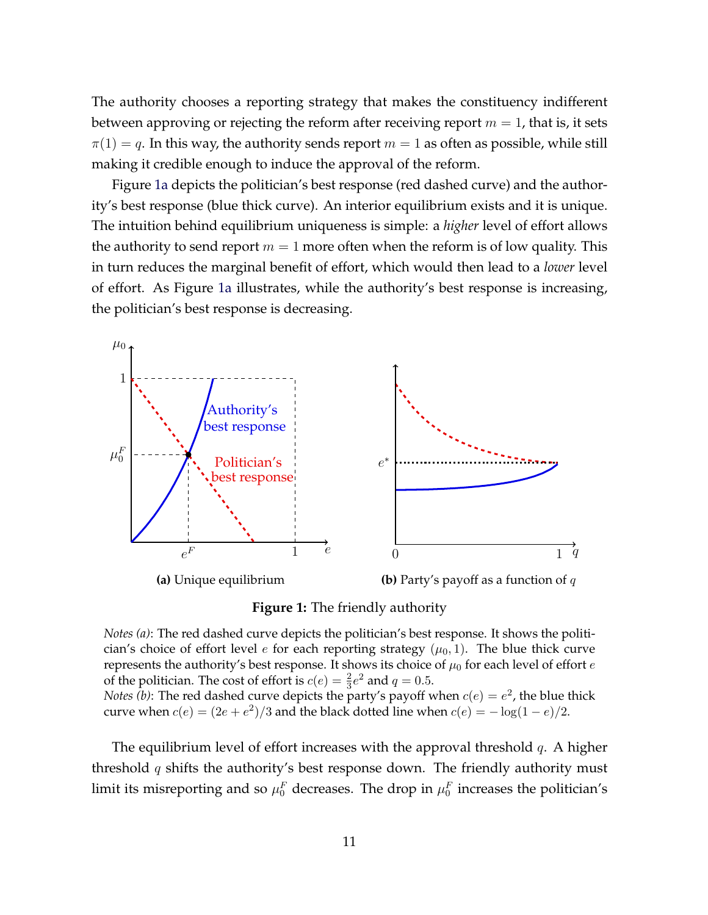The authority chooses a reporting strategy that makes the constituency indifferent between approving or rejecting the reform after receiving report $m = 1$, that is, it sets $\pi(1) = q$. In this way, the authority sends report $m = 1$ as often as possible, while still making it credible enough to induce the approval of the reform.

Figure 1a depicts the politician's best response (red dashed curve) and the authority's best response (blue thick curve). An interior equilibrium exists and it is unique. The intuition behind equilibrium uniqueness is simple: a *higher* level of effort allows the authority to send report $m = 1$ more often when the reform is of low quality. This in turn reduces the marginal benefit of effort, which would then lead to a *lower* level of effort. As Figure 1a illustrates, while the authority's best response is increasing, the politician's best response is decreasing.

**(a)** Unique equilibrium

**(b)** Party's payoff as a function of $q$

**Figure 1:** The friendly authority

*Notes (a)*: The red dashed curve depicts the politician's best response. It shows the politician's choice of effort level $e$ for each reporting strategy $(\mu_0, 1)$. The blue thick curve represents the authority's best response. It shows its choice of $\mu_0$ for each level of effort $e$ of the politician. The cost of effort is $c(e) = \frac{2}{3}e^2$ and $q = 0.5$.
*Notes (b)*: The red dashed curve depicts the party's payoff when $c(e) = e^2$, the blue thick curve when $c(e) = (2e + e^2)/3$ and the black dotted line when $c(e) = -\log(1 - e)/2$.

The equilibrium level of effort increases with the approval threshold $q$. A higher threshold $q$ shifts the authority's best response down. The friendly authority must limit its misreporting and so $\mu_0^F$ decreases. The drop in $\mu_0^F$ increases the politician's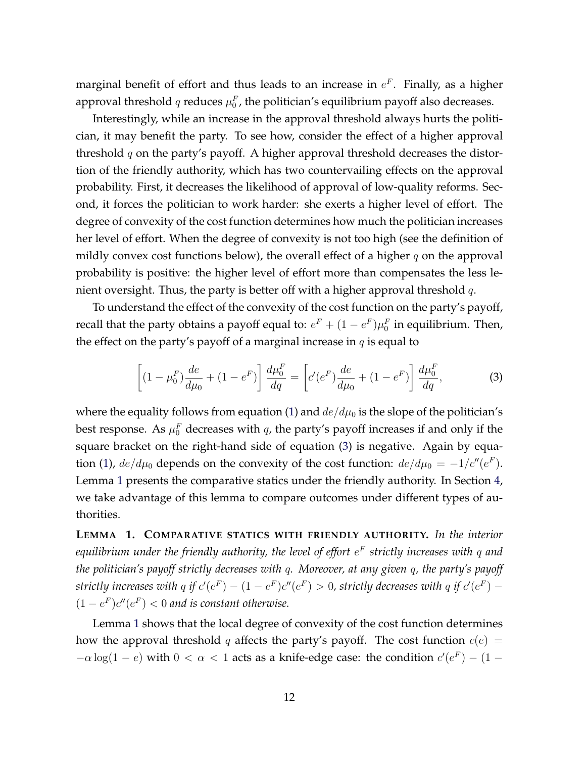marginal benefit of effort and thus leads to an increase in $e^F$. Finally, as a higher approval threshold $q$ reduces $\mu_0^F$, the politician's equilibrium payoff also decreases.

Interestingly, while an increase in the approval threshold always hurts the politician, it may benefit the party. To see how, consider the effect of a higher approval threshold $q$ on the party's payoff. A higher approval threshold decreases the distortion of the friendly authority, which has two countervailing effects on the approval probability. First, it decreases the likelihood of approval of low-quality reforms. Second, it forces the politician to work harder: she exerts a higher level of effort. The degree of convexity of the cost function determines how much the politician increases her level of effort. When the degree of convexity is not too high (see the definition of mildly convex cost functions below), the overall effect of a higher $q$ on the approval probability is positive: the higher level of effort more than compensates the less lenient oversight. Thus, the party is better off with a higher approval threshold $q$.

To understand the effect of the convexity of the cost function on the party's payoff, recall that the party obtains a payoff equal to: $e^F + (1 - e^F)\mu_0^F$ in equilibrium. Then, the effect on the party's payoff of a marginal increase in $q$ is equal to

$$\left[(1 - \mu_0^F)\frac{de}{d\mu_0} + (1 - e^F)\right]\frac{d\mu_0^F}{dq} = \left[c'(e^F)\frac{de}{d\mu_0} + (1 - e^F)\right]\frac{d\mu_0^F}{dq}, \tag{3}$$

where the equality follows from equation (1) and $de/d\mu_0$ is the slope of the politician's best response. As $\mu_0^F$ decreases with $q$, the party's payoff increases if and only if the square bracket on the right-hand side of equation (3) is negative. Again by equation (1), $de/d\mu_0$ depends on the convexity of the cost function: $de/d\mu_0 = -1/c''(e^F)$. Lemma 1 presents the comparative statics under the friendly authority. In Section 4, we take advantage of this lemma to compare outcomes under different types of authorities.

**LEMMA 1. COMPARATIVE STATICS WITH FRIENDLY AUTHORITY.** *In the interior equilibrium under the friendly authority, the level of effort $e^F$ strictly increases with $q$ and the politician's payoff strictly decreases with $q$. Moreover, at any given $q$, the party's payoff strictly increases with $q$ if $c'(e^F) - (1 - e^F)c''(e^F) > 0$, strictly decreases with $q$ if $c'(e^F) - (1 - e^F)c''(e^F) < 0$ and is constant otherwise.*

Lemma 1 shows that the local degree of convexity of the cost function determines how the approval threshold $q$ affects the party's payoff. The cost function $c(e) = -\alpha \log(1 - e)$ with $0 < \alpha < 1$ acts as a knife-edge case: the condition $c'(e^F) - (1 -$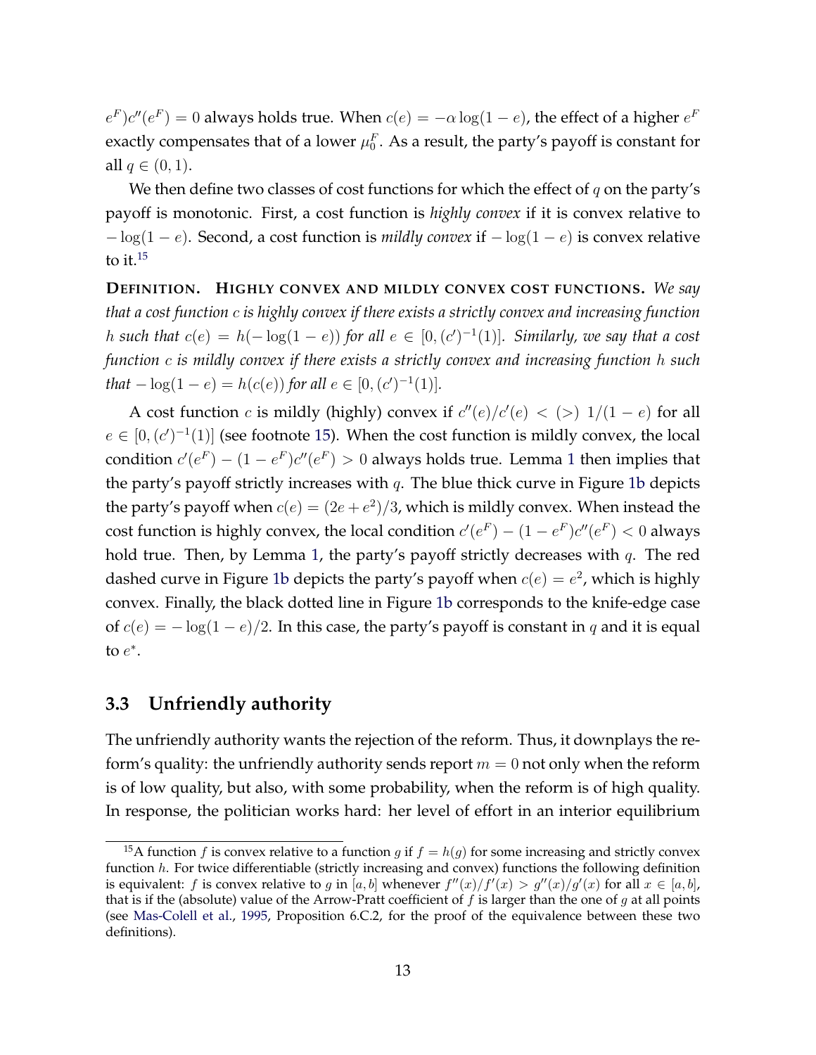$e^F)c''(e^F) = 0$ always holds true. When $c(e) = -\alpha \log(1-e)$, the effect of a higher $e^F$ exactly compensates that of a lower $\mu_0^F$. As a result, the party's payoff is constant for all $q \in (0,1)$.

We then define two classes of cost functions for which the effect of $q$ on the party's payoff is monotonic. First, a cost function is *highly convex* if it is convex relative to $-\log(1-e)$. Second, a cost function is *mildly convex* if $-\log(1-e)$ is convex relative to it.[15]

**DEFINITION. HIGHLY CONVEX AND MILDLY CONVEX COST FUNCTIONS.** *We say that a cost function $c$ is highly convex if there exists a strictly convex and increasing function $h$ such that $c(e) = h(-\log(1-e))$ for all $e \in [0, (c')^{-1}(1)]$. Similarly, we say that a cost function $c$ is mildly convex if there exists a strictly convex and increasing function $h$ such that $-\log(1-e) = h(c(e))$ for all $e \in [0, (c')^{-1}(1)]$.*

A cost function $c$ is mildly (highly) convex if $c''(e)/c'(e) < (>)\ 1/(1-e)$ for all $e \in [0, (c')^{-1}(1)]$ (see footnote 15). When the cost function is mildly convex, the local condition $c'(e^F) - (1-e^F)c''(e^F) > 0$ always holds true. Lemma 1 then implies that the party's payoff strictly increases with $q$. The blue thick curve in Figure 1b depicts the party's payoff when $c(e) = (2e + e^2)/3$, which is mildly convex. When instead the cost function is highly convex, the local condition $c'(e^F) - (1-e^F)c''(e^F) < 0$ always hold true. Then, by Lemma 1, the party's payoff strictly decreases with $q$. The red dashed curve in Figure 1b depicts the party's payoff when $c(e) = e^2$, which is highly convex. Finally, the black dotted line in Figure 1b corresponds to the knife-edge case of $c(e) = -\log(1-e)/2$. In this case, the party's payoff is constant in $q$ and it is equal to $e^*$.

## 3.3 Unfriendly authority

The unfriendly authority wants the rejection of the reform. Thus, it downplays the reform's quality: the unfriendly authority sends report $m = 0$ not only when the reform is of low quality, but also, with some probability, when the reform is of high quality. In response, the politician works hard: her level of effort in an interior equilibrium

[15] A function $f$ is convex relative to a function $g$ if $f = h(g)$ for some increasing and strictly convex function $h$. For twice differentiable (strictly increasing and convex) functions the following definition is equivalent: $f$ is convex relative to $g$ in $[a,b]$ whenever $f''(x)/f'(x) > g''(x)/g'(x)$ for all $x \in [a,b]$, that is if the (absolute) value of the Arrow-Pratt coefficient of $f$ is larger than the one of $g$ at all points (see Mas-Colell et al., 1995, Proposition 6.C.2, for the proof of the equivalence between these two definitions).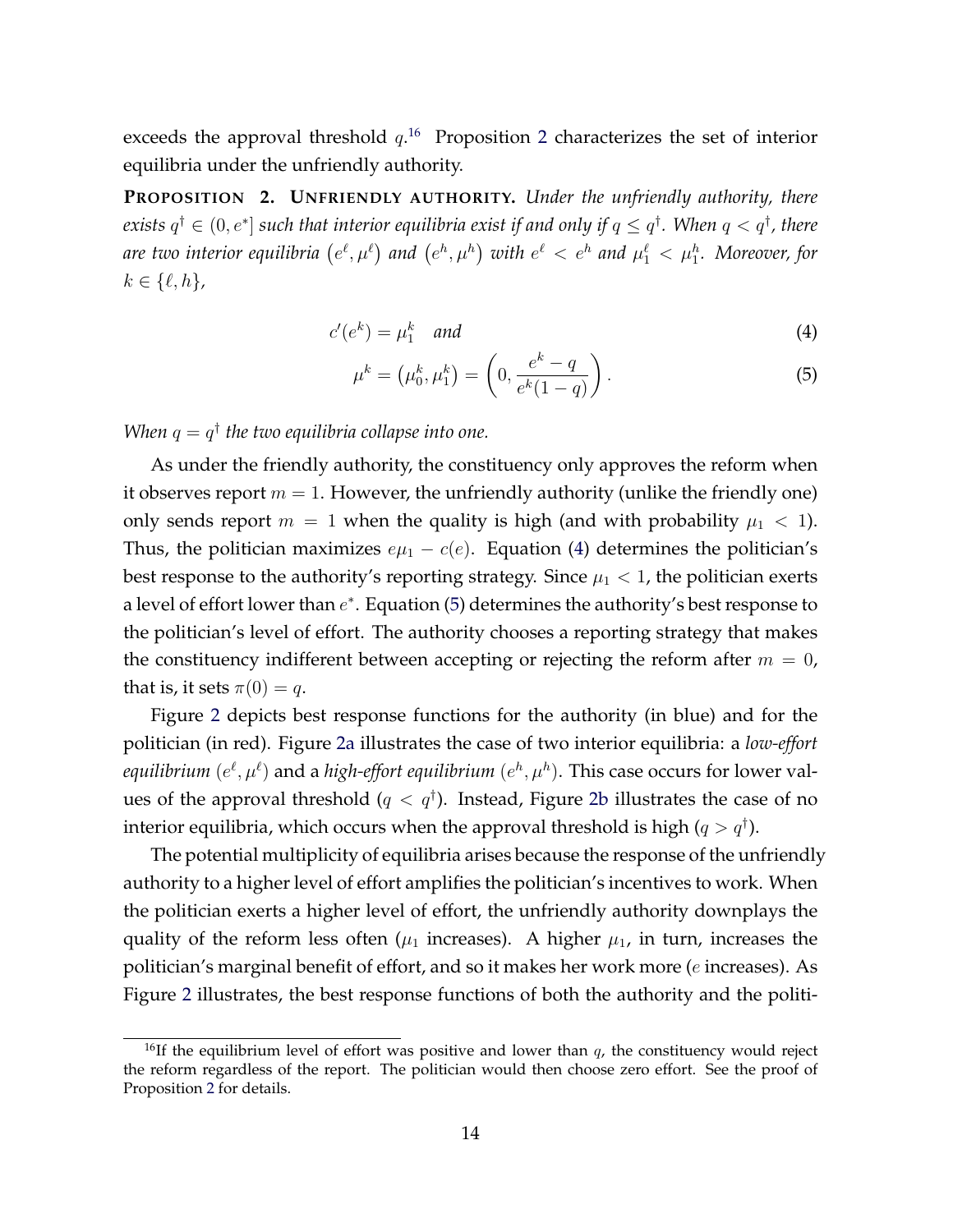exceeds the approval threshold $q$.[16] Proposition 2 characterizes the set of interior equilibria under the unfriendly authority.

**PROPOSITION 2. UNFRIENDLY AUTHORITY.** *Under the unfriendly authority, there exists $q^\dagger \in (0, e^*]$ such that interior equilibria exist if and only if $q \leq q^\dagger$. When $q < q^\dagger$, there are two interior equilibria $\left(e^\ell, \mu^\ell\right)$ and $\left(e^h, \mu^h\right)$ with $e^\ell < e^h$ and $\mu_1^\ell < \mu_1^h$. Moreover, for $k \in \{\ell, h\}$,*

$$c'(e^k) = \mu_1^k \quad \textit{and} \tag{4}$$

$$\mu^k = \left(\mu_0^k, \mu_1^k\right) = \left(0, \frac{e^k - q}{e^k(1-q)}\right). \tag{5}$$

*When $q = q^\dagger$ the two equilibria collapse into one.*

As under the friendly authority, the constituency only approves the reform when it observes report $m = 1$. However, the unfriendly authority (unlike the friendly one) only sends report $m = 1$ when the quality is high (and with probability $\mu_1 < 1$). Thus, the politician maximizes $e\mu_1 - c(e)$. Equation (4) determines the politician's best response to the authority's reporting strategy. Since $\mu_1 < 1$, the politician exerts a level of effort lower than $e^*$. Equation (5) determines the authority's best response to the politician's level of effort. The authority chooses a reporting strategy that makes the constituency indifferent between accepting or rejecting the reform after $m = 0$, that is, it sets $\pi(0) = q$.

Figure 2 depicts best response functions for the authority (in blue) and for the politician (in red). Figure 2a illustrates the case of two interior equilibria: a *low-effort equilibrium* $(e^\ell, \mu^\ell)$ and a *high-effort equilibrium* $(e^h, \mu^h)$. This case occurs for lower values of the approval threshold ($q < q^\dagger$). Instead, Figure 2b illustrates the case of no interior equilibria, which occurs when the approval threshold is high ($q > q^\dagger$).

The potential multiplicity of equilibria arises because the response of the unfriendly authority to a higher level of effort amplifies the politician's incentives to work. When the politician exerts a higher level of effort, the unfriendly authority downplays the quality of the reform less often ($\mu_1$ increases). A higher $\mu_1$, in turn, increases the politician's marginal benefit of effort, and so it makes her work more ($e$ increases). As Figure 2 illustrates, the best response functions of both the authority and the politi-

[16] If the equilibrium level of effort was positive and lower than $q$, the constituency would reject the reform regardless of the report. The politician would then choose zero effort. See the proof of Proposition 2 for details.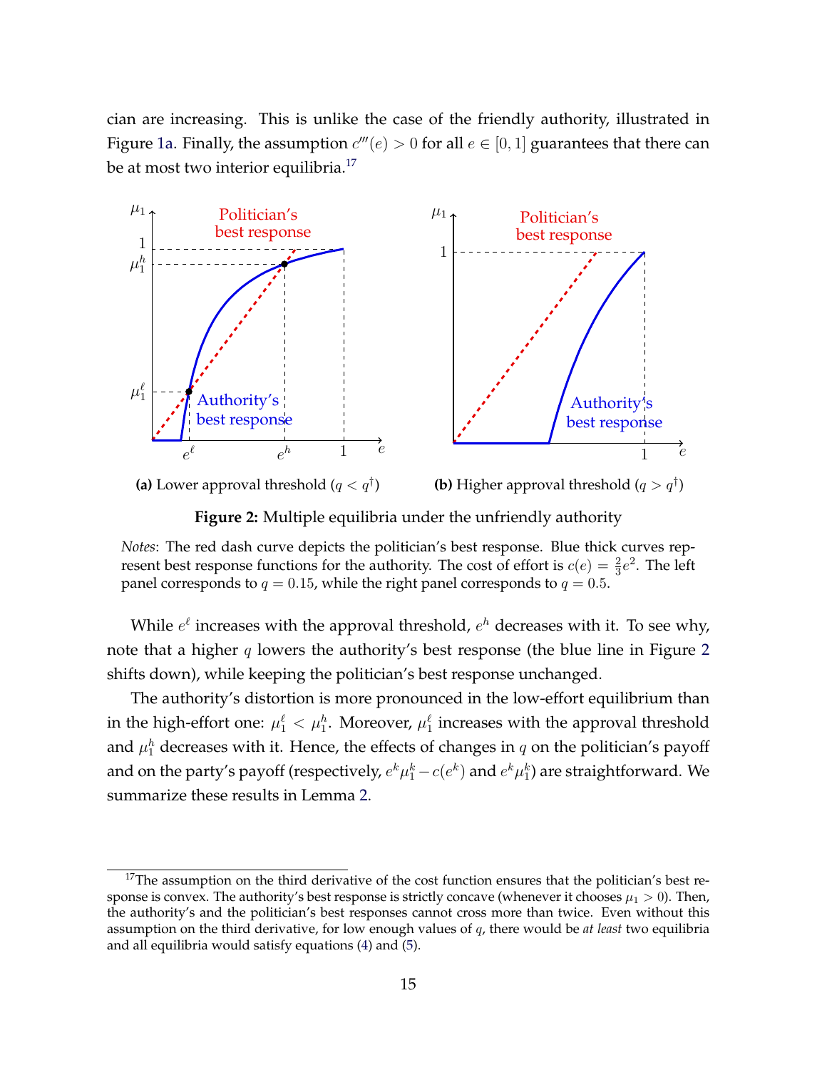cian are increasing. This is unlike the case of the friendly authority, illustrated in Figure 1a. Finally, the assumption $c'''(e) > 0$ for all $e \in [0, 1]$ guarantees that there can be at most two interior equilibria.[17]

**(a)** Lower approval threshold ($q < q^{\dagger}$)

**(b)** Higher approval threshold ($q > q^{\dagger}$)

**Figure 2:** Multiple equilibria under the unfriendly authority

*Notes*: The red dash curve depicts the politician's best response. Blue thick curves represent best response functions for the authority. The cost of effort is $c(e) = \frac{2}{3}e^2$. The left panel corresponds to $q = 0.15$, while the right panel corresponds to $q = 0.5$.

While $e^{\ell}$ increases with the approval threshold, $e^h$ decreases with it. To see why, note that a higher $q$ lowers the authority's best response (the blue line in Figure 2 shifts down), while keeping the politician's best response unchanged.

The authority's distortion is more pronounced in the low-effort equilibrium than in the high-effort one: $\mu_1^{\ell} < \mu_1^h$. Moreover, $\mu_1^{\ell}$ increases with the approval threshold and $\mu_1^h$ decreases with it. Hence, the effects of changes in $q$ on the politician's payoff and on the party's payoff (respectively, $e^k \mu_1^k - c(e^k)$ and $e^k \mu_1^k$) are straightforward. We summarize these results in Lemma 2.

[17] The assumption on the third derivative of the cost function ensures that the politician's best response is convex. The authority's best response is strictly concave (whenever it chooses $\mu_1 > 0$). Then, the authority's and the politician's best responses cannot cross more than twice. Even without this assumption on the third derivative, for low enough values of $q$, there would be *at least* two equilibria and all equilibria would satisfy equations (4) and (5).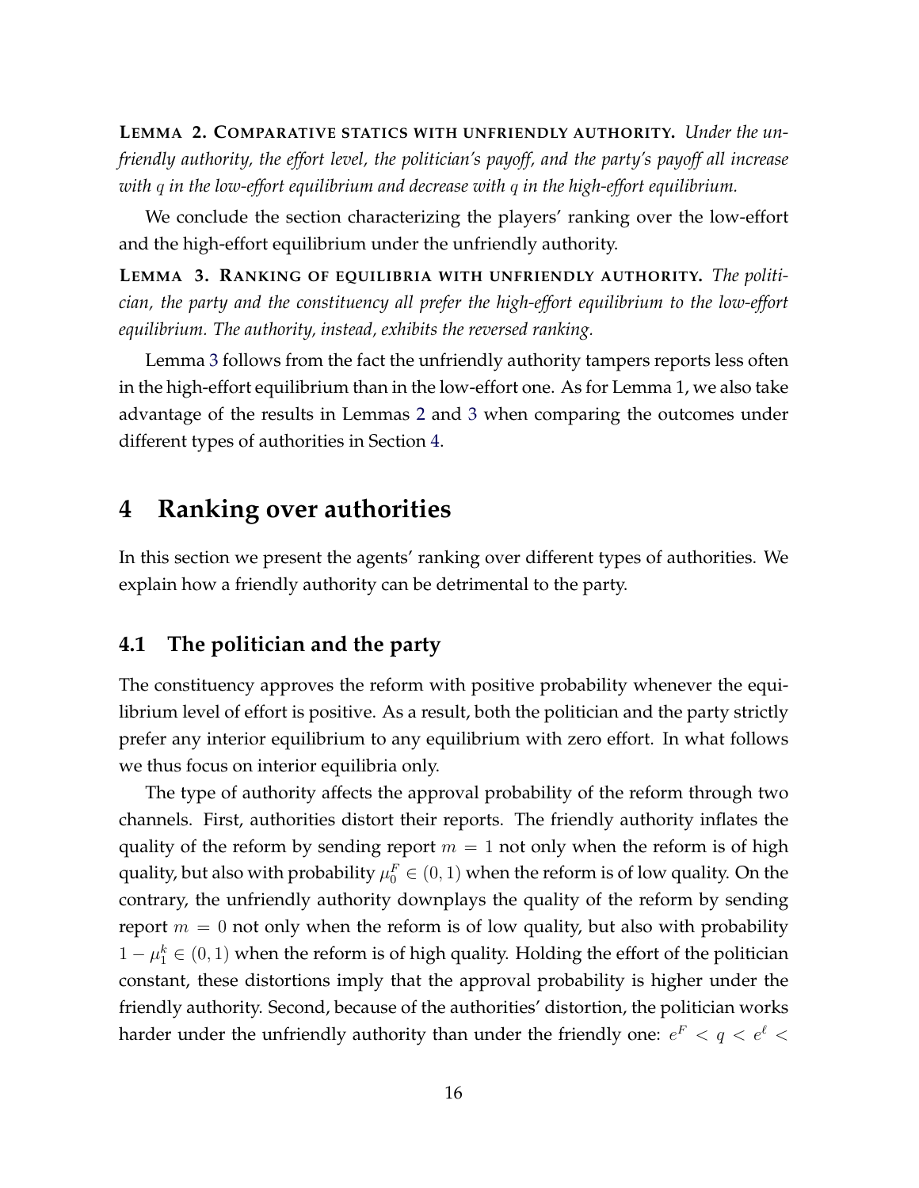**LEMMA 2. COMPARATIVE STATICS WITH UNFRIENDLY AUTHORITY.** *Under the unfriendly authority, the effort level, the politician's payoff, and the party's payoff all increase with $q$ in the low-effort equilibrium and decrease with $q$ in the high-effort equilibrium.*

We conclude the section characterizing the players' ranking over the low-effort and the high-effort equilibrium under the unfriendly authority.

**LEMMA 3. RANKING OF EQUILIBRIA WITH UNFRIENDLY AUTHORITY.** *The politician, the party and the constituency all prefer the high-effort equilibrium to the low-effort equilibrium. The authority, instead, exhibits the reversed ranking.*

Lemma 3 follows from the fact the unfriendly authority tampers reports less often in the high-effort equilibrium than in the low-effort one. As for Lemma 1, we also take advantage of the results in Lemmas 2 and 3 when comparing the outcomes under different types of authorities in Section 4.

# 4 Ranking over authorities

In this section we present the agents' ranking over different types of authorities. We explain how a friendly authority can be detrimental to the party.

## 4.1 The politician and the party

The constituency approves the reform with positive probability whenever the equilibrium level of effort is positive. As a result, both the politician and the party strictly prefer any interior equilibrium to any equilibrium with zero effort. In what follows we thus focus on interior equilibria only.

The type of authority affects the approval probability of the reform through two channels. First, authorities distort their reports. The friendly authority inflates the quality of the reform by sending report $m = 1$ not only when the reform is of high quality, but also with probability $\mu_0^F \in (0, 1)$ when the reform is of low quality. On the contrary, the unfriendly authority downplays the quality of the reform by sending report $m = 0$ not only when the reform is of low quality, but also with probability $1 - \mu_1^k \in (0, 1)$ when the reform is of high quality. Holding the effort of the politician constant, these distortions imply that the approval probability is higher under the friendly authority. Second, because of the authorities' distortion, the politician works harder under the unfriendly authority than under the friendly one: $e^F < q < e^\ell <$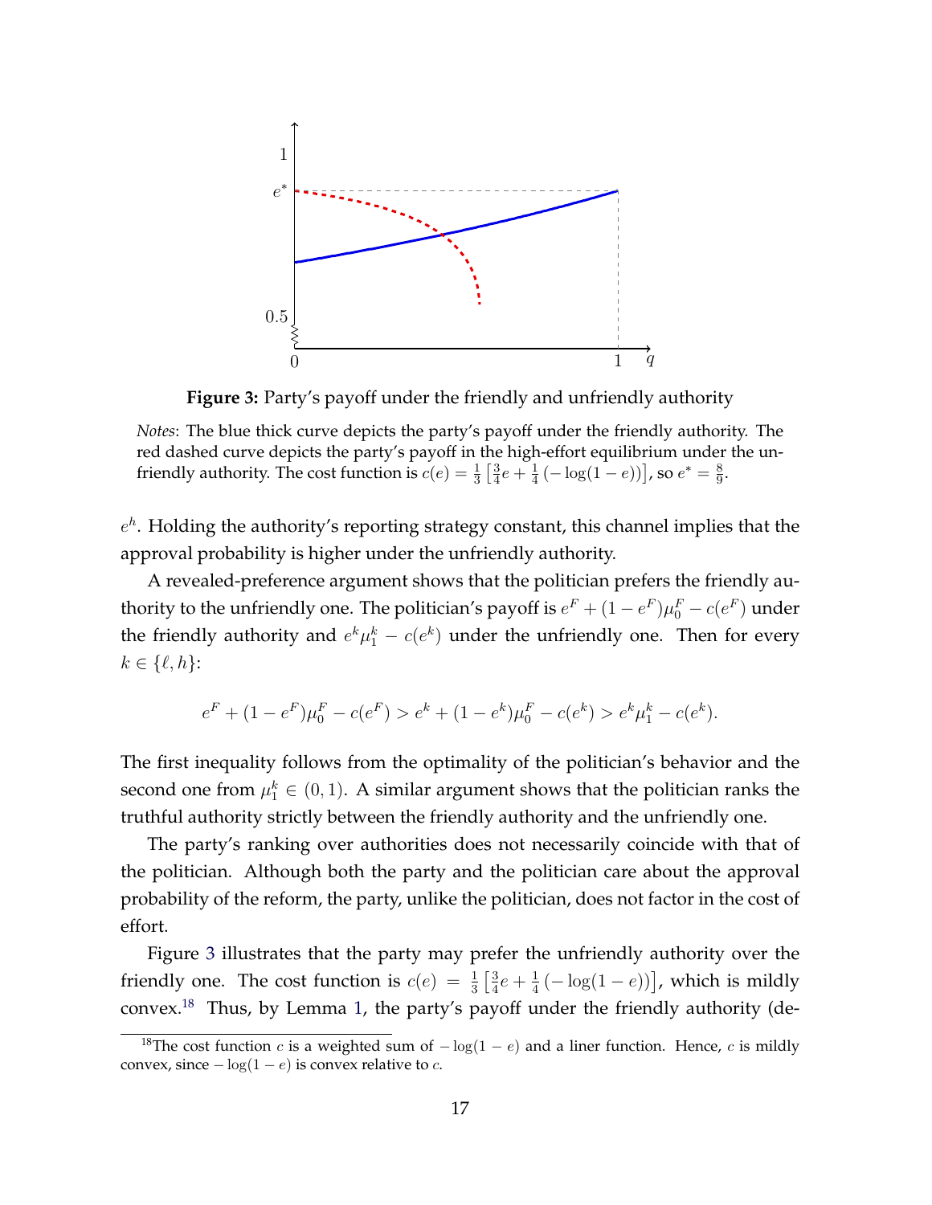**Figure 3:** Party's payoff under the friendly and unfriendly authority

*Notes*: The blue thick curve depicts the party's payoff under the friendly authority. The red dashed curve depicts the party's payoff in the high-effort equilibrium under the unfriendly authority. The cost function is $c(e) = \frac{1}{3}\left[\frac{3}{4}e + \frac{1}{4}(-\log(1-e))\right]$, so $e^* = \frac{8}{9}$.

$e^h$. Holding the authority's reporting strategy constant, this channel implies that the approval probability is higher under the unfriendly authority.

A revealed-preference argument shows that the politician prefers the friendly authority to the unfriendly one. The politician's payoff is $e^F + (1-e^F)\mu_0^F - c(e^F)$ under the friendly authority and $e^k\mu_1^k - c(e^k)$ under the unfriendly one. Then for every $k \in \{\ell, h\}$:

$$e^F + (1-e^F)\mu_0^F - c(e^F) > e^k + (1-e^k)\mu_0^F - c(e^k) > e^k\mu_1^k - c(e^k).$$

The first inequality follows from the optimality of the politician's behavior and the second one from $\mu_1^k \in (0,1)$. A similar argument shows that the politician ranks the truthful authority strictly between the friendly authority and the unfriendly one.

The party's ranking over authorities does not necessarily coincide with that of the politician. Although both the party and the politician care about the approval probability of the reform, the party, unlike the politician, does not factor in the cost of effort.

Figure 3 illustrates that the party may prefer the unfriendly authority over the friendly one. The cost function is $c(e) = \frac{1}{3}\left[\frac{3}{4}e + \frac{1}{4}(-\log(1-e))\right]$, which is mildly convex.[18] Thus, by Lemma 1, the party's payoff under the friendly authority (de-

[18]The cost function $c$ is a weighted sum of $-\log(1-e)$ and a liner function. Hence, $c$ is mildly convex, since $-\log(1-e)$ is convex relative to $c$.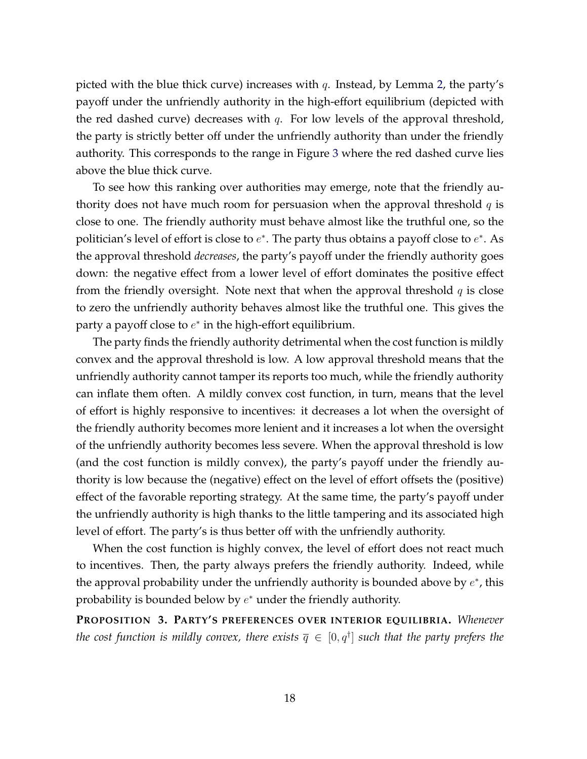picted with the blue thick curve) increases with $q$. Instead, by Lemma 2, the party's payoff under the unfriendly authority in the high-effort equilibrium (depicted with the red dashed curve) decreases with $q$. For low levels of the approval threshold, the party is strictly better off under the unfriendly authority than under the friendly authority. This corresponds to the range in Figure 3 where the red dashed curve lies above the blue thick curve.

To see how this ranking over authorities may emerge, note that the friendly authority does not have much room for persuasion when the approval threshold $q$ is close to one. The friendly authority must behave almost like the truthful one, so the politician's level of effort is close to $e^*$. The party thus obtains a payoff close to $e^*$. As the approval threshold *decreases*, the party's payoff under the friendly authority goes down: the negative effect from a lower level of effort dominates the positive effect from the friendly oversight. Note next that when the approval threshold $q$ is close to zero the unfriendly authority behaves almost like the truthful one. This gives the party a payoff close to $e^*$ in the high-effort equilibrium.

The party finds the friendly authority detrimental when the cost function is mildly convex and the approval threshold is low. A low approval threshold means that the unfriendly authority cannot tamper its reports too much, while the friendly authority can inflate them often. A mildly convex cost function, in turn, means that the level of effort is highly responsive to incentives: it decreases a lot when the oversight of the friendly authority becomes more lenient and it increases a lot when the oversight of the unfriendly authority becomes less severe. When the approval threshold is low (and the cost function is mildly convex), the party's payoff under the friendly authority is low because the (negative) effect on the level of effort offsets the (positive) effect of the favorable reporting strategy. At the same time, the party's payoff under the unfriendly authority is high thanks to the little tampering and its associated high level of effort. The party's is thus better off with the unfriendly authority.

When the cost function is highly convex, the level of effort does not react much to incentives. Then, the party always prefers the friendly authority. Indeed, while the approval probability under the unfriendly authority is bounded above by $e^*$, this probability is bounded below by $e^*$ under the friendly authority.

**PROPOSITION 3. PARTY'S PREFERENCES OVER INTERIOR EQUILIBRIA.** *Whenever the cost function is mildly convex, there exists $\overline{q} \in [0, q^\dagger]$ such that the party prefers the*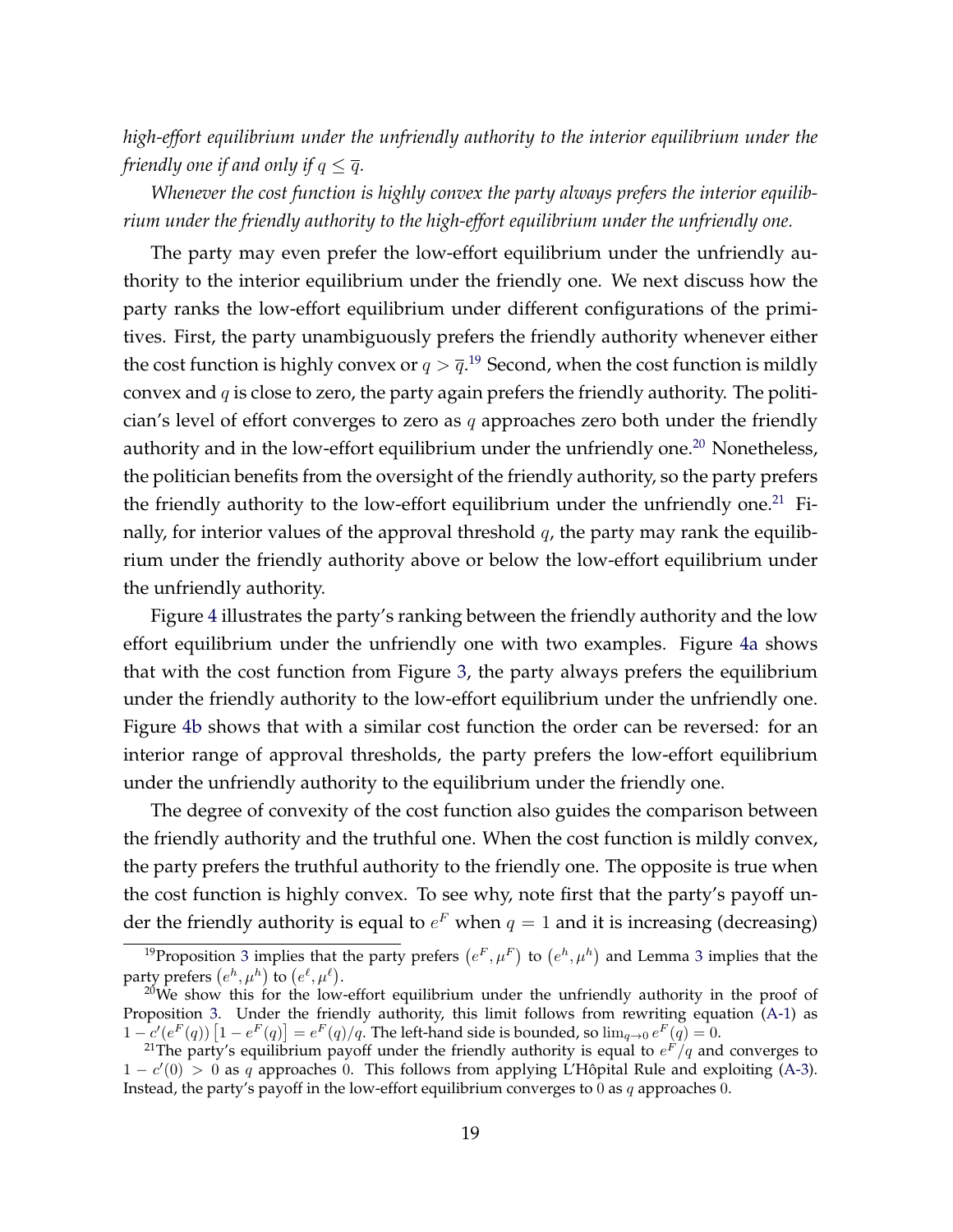*high-effort equilibrium under the unfriendly authority to the interior equilibrium under the friendly one if and only if $q \leq \overline{q}$.*

*Whenever the cost function is highly convex the party always prefers the interior equilibrium under the friendly authority to the high-effort equilibrium under the unfriendly one.*

The party may even prefer the low-effort equilibrium under the unfriendly authority to the interior equilibrium under the friendly one. We next discuss how the party ranks the low-effort equilibrium under different configurations of the primitives. First, the party unambiguously prefers the friendly authority whenever either the cost function is highly convex or $q > \overline{q}$.[19] Second, when the cost function is mildly convex and $q$ is close to zero, the party again prefers the friendly authority. The politician's level of effort converges to zero as $q$ approaches zero both under the friendly authority and in the low-effort equilibrium under the unfriendly one.[20] Nonetheless, the politician benefits from the oversight of the friendly authority, so the party prefers the friendly authority to the low-effort equilibrium under the unfriendly one.[21] Finally, for interior values of the approval threshold $q$, the party may rank the equilibrium under the friendly authority above or below the low-effort equilibrium under the unfriendly authority.

Figure 4 illustrates the party's ranking between the friendly authority and the low effort equilibrium under the unfriendly one with two examples. Figure 4a shows that with the cost function from Figure 3, the party always prefers the equilibrium under the friendly authority to the low-effort equilibrium under the unfriendly one. Figure 4b shows that with a similar cost function the order can be reversed: for an interior range of approval thresholds, the party prefers the low-effort equilibrium under the unfriendly authority to the equilibrium under the friendly one.

The degree of convexity of the cost function also guides the comparison between the friendly authority and the truthful one. When the cost function is mildly convex, the party prefers the truthful authority to the friendly one. The opposite is true when the cost function is highly convex. To see why, note first that the party's payoff under the friendly authority is equal to $e^F$ when $q = 1$ and it is increasing (decreasing)

---

[19] Proposition 3 implies that the party prefers $(e^F, \mu^F)$ to $(e^h, \mu^h)$ and Lemma 3 implies that the party prefers $(e^h, \mu^h)$ to $(e^\ell, \mu^\ell)$.

[20] We show this for the low-effort equilibrium under the unfriendly authority in the proof of Proposition 3. Under the friendly authority, this limit follows from rewriting equation (A-1) as $1 - c'(e^F(q))\left[1 - e^F(q)\right] = e^F(q)/q$. The left-hand side is bounded, so $\lim_{q \to 0} e^F(q) = 0$.

[21] The party's equilibrium payoff under the friendly authority is equal to $e^F/q$ and converges to $1 - c'(0) > 0$ as $q$ approaches 0. This follows from applying L'Hôpital Rule and exploiting (A-3). Instead, the party's payoff in the low-effort equilibrium converges to 0 as $q$ approaches 0.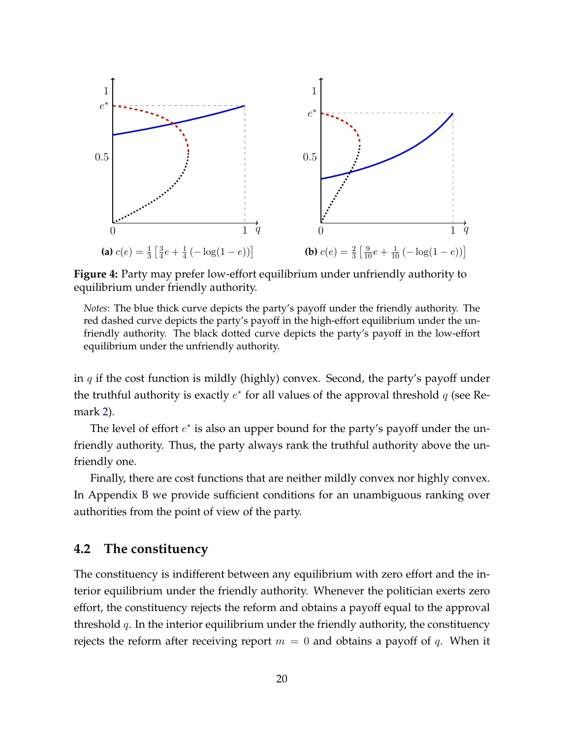(a) $c(e) = \frac{1}{3}\left[\frac{3}{4}e + \frac{1}{4}\left(-\log(1-e)\right)\right]$

(b) $c(e) = \frac{2}{3}\left[\frac{9}{10}e + \frac{1}{10}\left(-\log(1-e)\right)\right]$

**Figure 4:** Party may prefer low-effort equilibrium under unfriendly authority to equilibrium under friendly authority.

*Notes*: The blue thick curve depicts the party's payoff under the friendly authority. The red dashed curve depicts the party's payoff in the high-effort equilibrium under the unfriendly authority. The black dotted curve depicts the party's payoff in the low-effort equilibrium under the unfriendly authority.

in $q$ if the cost function is mildly (highly) convex. Second, the party's payoff under the truthful authority is exactly $e^*$ for all values of the approval threshold $q$ (see Remark 2).

The level of effort $e^*$ is also an upper bound for the party's payoff under the unfriendly authority. Thus, the party always rank the truthful authority above the unfriendly one.

Finally, there are cost functions that are neither mildly convex nor highly convex. In Appendix B we provide sufficient conditions for an unambiguous ranking over authorities from the point of view of the party.

## 4.2 The constituency

The constituency is indifferent between any equilibrium with zero effort and the interior equilibrium under the friendly authority. Whenever the politician exerts zero effort, the constituency rejects the reform and obtains a payoff equal to the approval threshold $q$. In the interior equilibrium under the friendly authority, the constituency rejects the reform after receiving report $m = 0$ and obtains a payoff of $q$. When it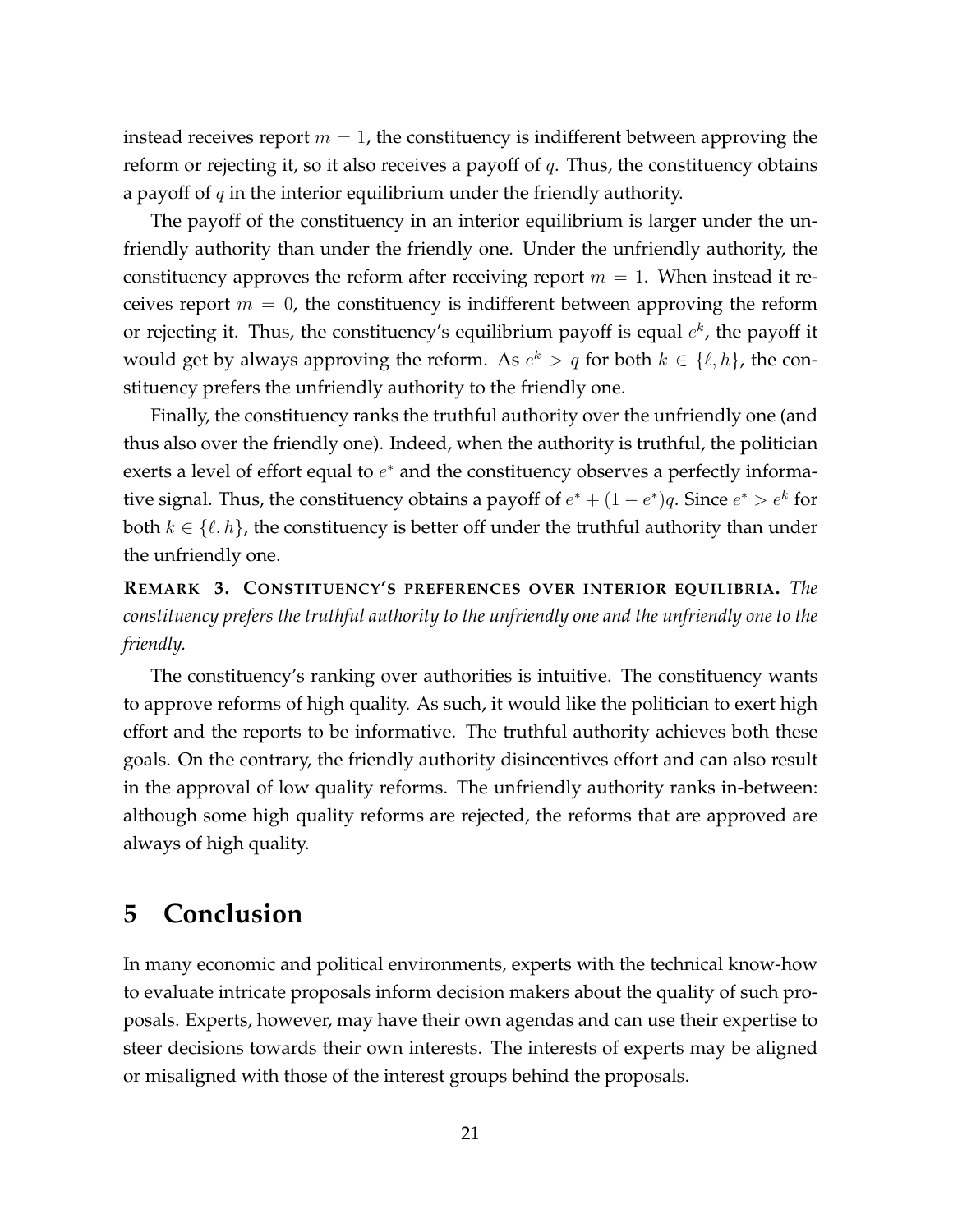instead receives report $m = 1$, the constituency is indifferent between approving the reform or rejecting it, so it also receives a payoff of $q$. Thus, the constituency obtains a payoff of $q$ in the interior equilibrium under the friendly authority.

The payoff of the constituency in an interior equilibrium is larger under the unfriendly authority than under the friendly one. Under the unfriendly authority, the constituency approves the reform after receiving report $m = 1$. When instead it receives report $m = 0$, the constituency is indifferent between approving the reform or rejecting it. Thus, the constituency's equilibrium payoff is equal $e^k$, the payoff it would get by always approving the reform. As $e^k > q$ for both $k \in \{\ell, h\}$, the constituency prefers the unfriendly authority to the friendly one.

Finally, the constituency ranks the truthful authority over the unfriendly one (and thus also over the friendly one). Indeed, when the authority is truthful, the politician exerts a level of effort equal to $e^*$ and the constituency observes a perfectly informative signal. Thus, the constituency obtains a payoff of $e^* + (1 - e^*)q$. Since $e^* > e^k$ for both $k \in \{\ell, h\}$, the constituency is better off under the truthful authority than under the unfriendly one.

**REMARK 3. CONSTITUENCY'S PREFERENCES OVER INTERIOR EQUILIBRIA.** *The constituency prefers the truthful authority to the unfriendly one and the unfriendly one to the friendly.*

The constituency's ranking over authorities is intuitive. The constituency wants to approve reforms of high quality. As such, it would like the politician to exert high effort and the reports to be informative. The truthful authority achieves both these goals. On the contrary, the friendly authority disincentives effort and can also result in the approval of low quality reforms. The unfriendly authority ranks in-between: although some high quality reforms are rejected, the reforms that are approved are always of high quality.

# 5 Conclusion

In many economic and political environments, experts with the technical know-how to evaluate intricate proposals inform decision makers about the quality of such proposals. Experts, however, may have their own agendas and can use their expertise to steer decisions towards their own interests. The interests of experts may be aligned or misaligned with those of the interest groups behind the proposals.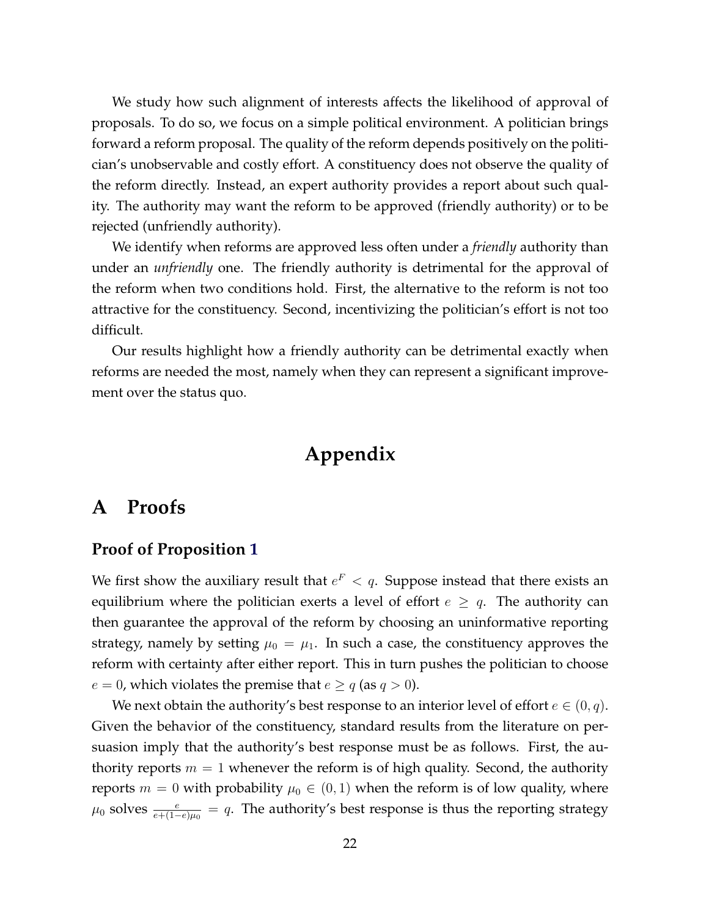We study how such alignment of interests affects the likelihood of approval of proposals. To do so, we focus on a simple political environment. A politician brings forward a reform proposal. The quality of the reform depends positively on the politician's unobservable and costly effort. A constituency does not observe the quality of the reform directly. Instead, an expert authority provides a report about such quality. The authority may want the reform to be approved (friendly authority) or to be rejected (unfriendly authority).

We identify when reforms are approved less often under a *friendly* authority than under an *unfriendly* one. The friendly authority is detrimental for the approval of the reform when two conditions hold. First, the alternative to the reform is not too attractive for the constituency. Second, incentivizing the politician's effort is not too difficult.

Our results highlight how a friendly authority can be detrimental exactly when reforms are needed the most, namely when they can represent a significant improvement over the status quo.

# Appendix

## A Proofs

### Proof of Proposition 1

We first show the auxiliary result that $e^F < q$. Suppose instead that there exists an equilibrium where the politician exerts a level of effort $e \geq q$. The authority can then guarantee the approval of the reform by choosing an uninformative reporting strategy, namely by setting $\mu_0 = \mu_1$. In such a case, the constituency approves the reform with certainty after either report. This in turn pushes the politician to choose $e = 0$, which violates the premise that $e \geq q$ (as $q > 0$).

We next obtain the authority's best response to an interior level of effort $e \in (0, q)$. Given the behavior of the constituency, standard results from the literature on persuasion imply that the authority's best response must be as follows. First, the authority reports $m = 1$ whenever the reform is of high quality. Second, the authority reports $m = 0$ with probability $\mu_0 \in (0, 1)$ when the reform is of low quality, where $\mu_0$ solves $\frac{e}{e+(1-e)\mu_0} = q$. The authority's best response is thus the reporting strategy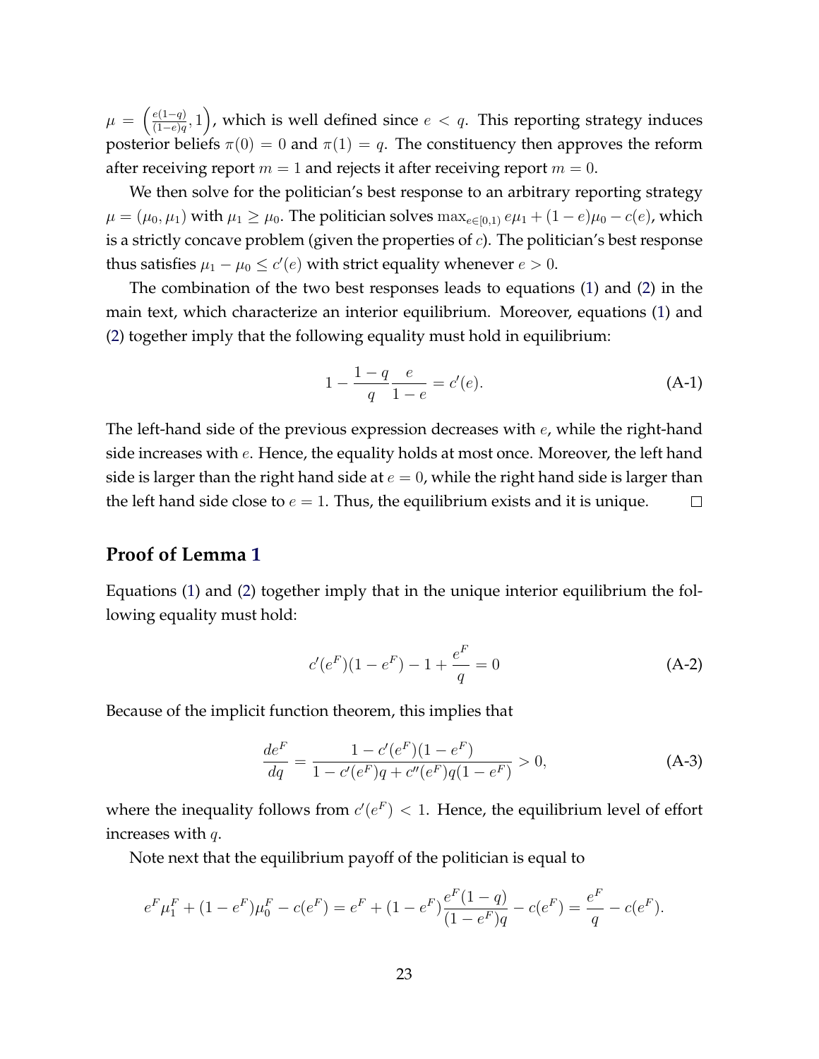$\mu = \left(\frac{e(1-q)}{(1-e)q}, 1\right)$, which is well defined since $e < q$. This reporting strategy induces posterior beliefs $\pi(0) = 0$ and $\pi(1) = q$. The constituency then approves the reform after receiving report $m = 1$ and rejects it after receiving report $m = 0$.

We then solve for the politician's best response to an arbitrary reporting strategy $\mu = (\mu_0, \mu_1)$ with $\mu_1 \geq \mu_0$. The politician solves $\max_{e \in [0,1)} e\mu_1 + (1-e)\mu_0 - c(e)$, which is a strictly concave problem (given the properties of $c$). The politician's best response thus satisfies $\mu_1 - \mu_0 \leq c'(e)$ with strict equality whenever $e > 0$.

The combination of the two best responses leads to equations (1) and (2) in the main text, which characterize an interior equilibrium. Moreover, equations (1) and (2) together imply that the following equality must hold in equilibrium:

$$1 - \frac{1-q}{q}\frac{e}{1-e} = c'(e). \tag{A-1}$$

The left-hand side of the previous expression decreases with $e$, while the right-hand side increases with $e$. Hence, the equality holds at most once. Moreover, the left hand side is larger than the right hand side at $e = 0$, while the right hand side is larger than the left hand side close to $e = 1$. Thus, the equilibrium exists and it is unique. □

## Proof of Lemma 1

Equations (1) and (2) together imply that in the unique interior equilibrium the following equality must hold:

$$c'(e^F)(1-e^F) - 1 + \frac{e^F}{q} = 0 \tag{A-2}$$

Because of the implicit function theorem, this implies that

$$\frac{de^F}{dq} = \frac{1 - c'(e^F)(1-e^F)}{1 - c'(e^F)q + c''(e^F)q(1-e^F)} > 0, \tag{A-3}$$

where the inequality follows from $c'(e^F) < 1$. Hence, the equilibrium level of effort increases with $q$.

Note next that the equilibrium payoff of the politician is equal to

$$e^F\mu_1^F + (1-e^F)\mu_0^F - c(e^F) = e^F + (1-e^F)\frac{e^F(1-q)}{(1-e^F)q} - c(e^F) = \frac{e^F}{q} - c(e^F).$$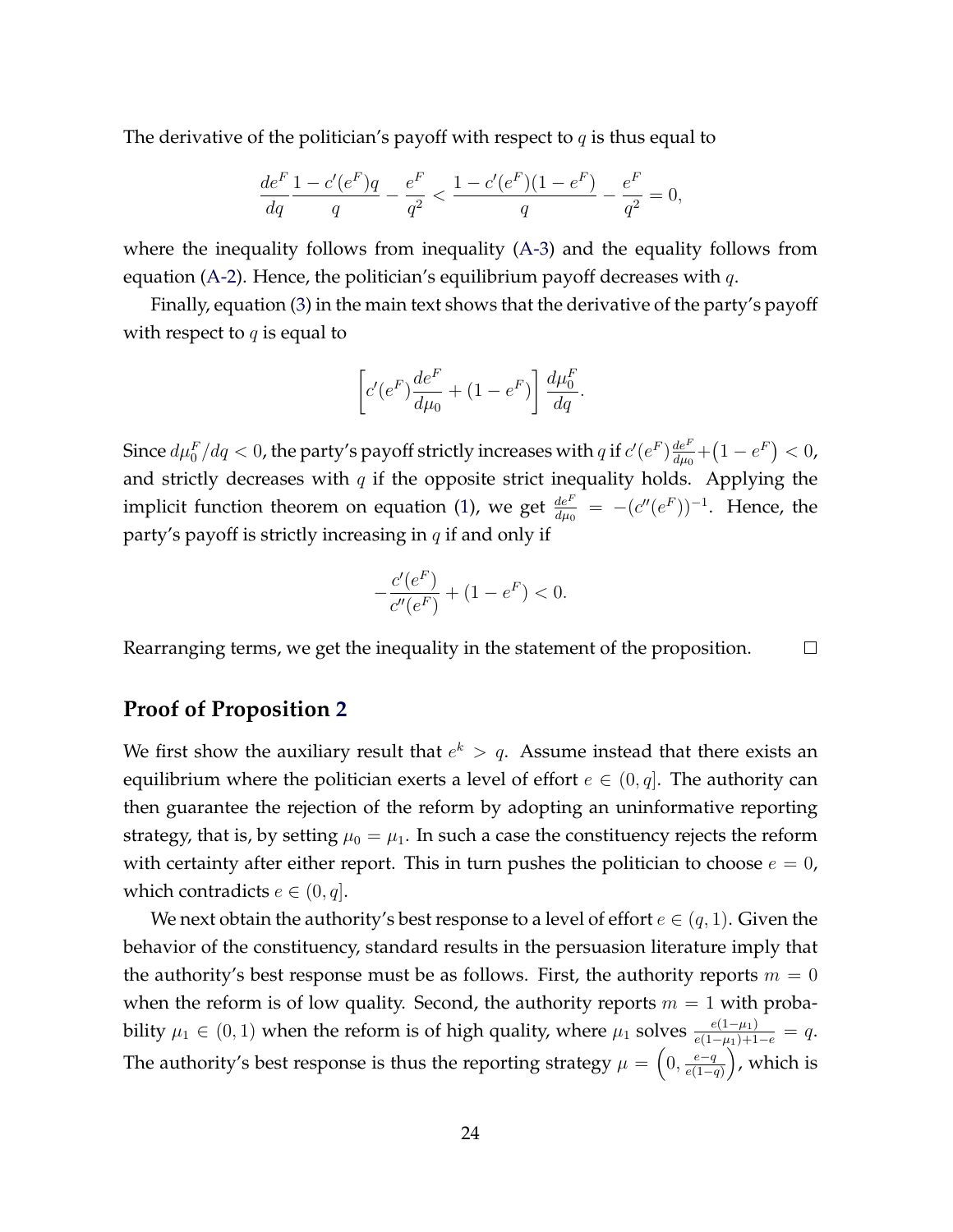The derivative of the politician's payoff with respect to $q$ is thus equal to

$$\frac{de^F}{dq}\frac{1-c'(e^F)q}{q} - \frac{e^F}{q^2} < \frac{1-c'(e^F)(1-e^F)}{q} - \frac{e^F}{q^2} = 0,$$

where the inequality follows from inequality (A-3) and the equality follows from equation (A-2). Hence, the politician's equilibrium payoff decreases with $q$.

Finally, equation (3) in the main text shows that the derivative of the party's payoff with respect to $q$ is equal to

$$\left[c'(e^F)\frac{de^F}{d\mu_0} + (1-e^F)\right]\frac{d\mu_0^F}{dq}.$$

Since $d\mu_0^F/dq < 0$, the party's payoff strictly increases with $q$ if $c'(e^F)\frac{de^F}{d\mu_0} + \left(1-e^F\right) < 0$, and strictly decreases with $q$ if the opposite strict inequality holds. Applying the implicit function theorem on equation (1), we get $\frac{de^F}{d\mu_0} = -(c''(e^F))^{-1}$. Hence, the party's payoff is strictly increasing in $q$ if and only if

$$-\frac{c'(e^F)}{c''(e^F)} + (1-e^F) < 0.$$

Rearranging terms, we get the inequality in the statement of the proposition. □

## Proof of Proposition 2

We first show the auxiliary result that $e^k > q$. Assume instead that there exists an equilibrium where the politician exerts a level of effort $e \in (0, q]$. The authority can then guarantee the rejection of the reform by adopting an uninformative reporting strategy, that is, by setting $\mu_0 = \mu_1$. In such a case the constituency rejects the reform with certainty after either report. This in turn pushes the politician to choose $e = 0$, which contradicts $e \in (0, q]$.

We next obtain the authority's best response to a level of effort $e \in (q, 1)$. Given the behavior of the constituency, standard results in the persuasion literature imply that the authority's best response must be as follows. First, the authority reports $m = 0$ when the reform is of low quality. Second, the authority reports $m = 1$ with probability $\mu_1 \in (0, 1)$ when the reform is of high quality, where $\mu_1$ solves $\frac{e(1-\mu_1)}{e(1-\mu_1)+1-e} = q$. The authority's best response is thus the reporting strategy $\mu = \left(0, \frac{e-q}{e(1-q)}\right)$, which is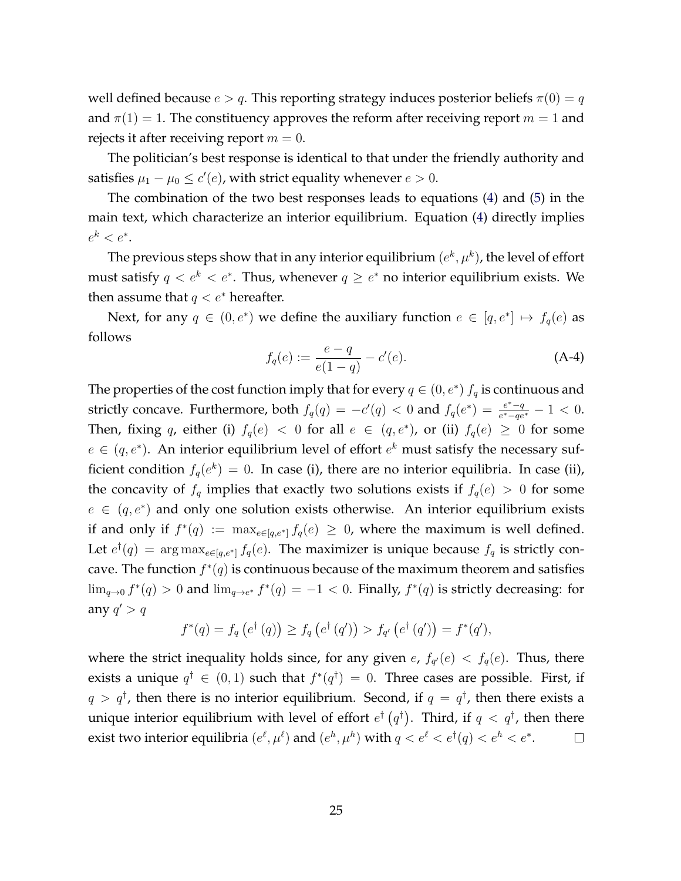well defined because $e > q$. This reporting strategy induces posterior beliefs $\pi(0) = q$ and $\pi(1) = 1$. The constituency approves the reform after receiving report $m = 1$ and rejects it after receiving report $m = 0$.

The politician's best response is identical to that under the friendly authority and satisfies $\mu_1 - \mu_0 \leq c'(e)$, with strict equality whenever $e > 0$.

The combination of the two best responses leads to equations (4) and (5) in the main text, which characterize an interior equilibrium. Equation (4) directly implies $e^k < e^*$.

The previous steps show that in any interior equilibrium $(e^k, \mu^k)$, the level of effort must satisfy $q < e^k < e^*$. Thus, whenever $q \geq e^*$ no interior equilibrium exists. We then assume that $q < e^*$ hereafter.

Next, for any $q \in (0, e^*)$ we define the auxiliary function $e \in [q, e^*] \mapsto f_q(e)$ as follows

$$f_q(e) := \frac{e - q}{e(1-q)} - c'(e). \tag{A-4}$$

The properties of the cost function imply that for every $q \in (0, e^*)$ $f_q$ is continuous and strictly concave. Furthermore, both $f_q(q) = -c'(q) < 0$ and $f_q(e^*) = \frac{e^* - q}{e^* - qe^*} - 1 < 0$. Then, fixing $q$, either (i) $f_q(e) < 0$ for all $e \in (q, e^*)$, or (ii) $f_q(e) \geq 0$ for some $e \in (q, e^*)$. An interior equilibrium level of effort $e^k$ must satisfy the necessary sufficient condition $f_q(e^k) = 0$. In case (i), there are no interior equilibria. In case (ii), the concavity of $f_q$ implies that exactly two solutions exists if $f_q(e) > 0$ for some $e \in (q, e^*)$ and only one solution exists otherwise. An interior equilibrium exists if and only if $f^*(q) := \max_{e \in [q, e^*]} f_q(e) \geq 0$, where the maximum is well defined. Let $e^\dagger(q) = \arg\max_{e \in [q, e^*]} f_q(e)$. The maximizer is unique because $f_q$ is strictly concave. The function $f^*(q)$ is continuous because of the maximum theorem and satisfies $\lim_{q \to 0} f^*(q) > 0$ and $\lim_{q \to e^*} f^*(q) = -1 < 0$. Finally, $f^*(q)$ is strictly decreasing: for any $q' > q$

$$f^*(q) = f_q\left(e^\dagger\left(q\right)\right) \geq f_q\left(e^\dagger\left(q'\right)\right) > f_{q'}\left(e^\dagger\left(q'\right)\right) = f^*(q'),$$

where the strict inequality holds since, for any given $e$, $f_{q'}(e) < f_q(e)$. Thus, there exists a unique $q^\dagger \in (0, 1)$ such that $f^*(q^\dagger) = 0$. Three cases are possible. First, if $q > q^\dagger$, then there is no interior equilibrium. Second, if $q = q^\dagger$, then there exists a unique interior equilibrium with level of effort $e^\dagger\left(q^\dagger\right)$. Third, if $q < q^\dagger$, then there exist two interior equilibria $(e^\ell, \mu^\ell)$ and $(e^h, \mu^h)$ with $q < e^\ell < e^\dagger(q) < e^h < e^*$. $\square$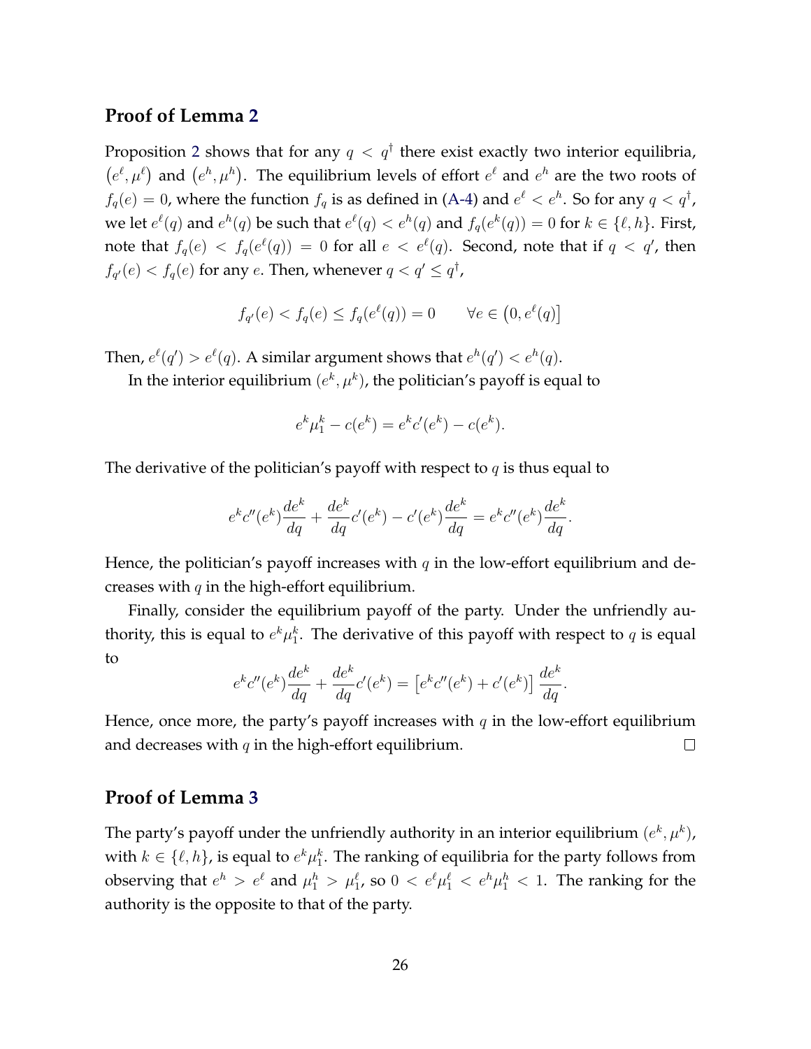## Proof of Lemma 2

Proposition 2 shows that for any $q < q^{\dagger}$ there exist exactly two interior equilibria, $\left(e^{\ell}, \mu^{\ell}\right)$ and $\left(e^{h}, \mu^{h}\right)$. The equilibrium levels of effort $e^{\ell}$ and $e^{h}$ are the two roots of $f_q(e) = 0$, where the function $f_q$ is as defined in (A-4) and $e^{\ell} < e^{h}$. So for any $q < q^{\dagger}$, we let $e^{\ell}(q)$ and $e^{h}(q)$ be such that $e^{\ell}(q) < e^{h}(q)$ and $f_q(e^{k}(q)) = 0$ for $k \in \{\ell, h\}$. First, note that $f_q(e) < f_q(e^{\ell}(q)) = 0$ for all $e < e^{\ell}(q)$. Second, note that if $q < q'$, then $f_{q'}(e) < f_q(e)$ for any $e$. Then, whenever $q < q' \leq q^{\dagger}$,

$$f_{q'}(e) < f_q(e) \leq f_q(e^{\ell}(q)) = 0 \qquad \forall e \in \left(0, e^{\ell}(q)\right]$$

Then, $e^{\ell}(q') > e^{\ell}(q)$. A similar argument shows that $e^{h}(q') < e^{h}(q)$.

In the interior equilibrium $(e^{k}, \mu^{k})$, the politician's payoff is equal to

$$e^{k}\mu_1^{k} - c(e^{k}) = e^{k}c'(e^{k}) - c(e^{k}).$$

The derivative of the politician's payoff with respect to $q$ is thus equal to

$$e^{k}c''(e^{k})\frac{de^{k}}{dq} + \frac{de^{k}}{dq}c'(e^{k}) - c'(e^{k})\frac{de^{k}}{dq} = e^{k}c''(e^{k})\frac{de^{k}}{dq}.$$

Hence, the politician's payoff increases with $q$ in the low-effort equilibrium and decreases with $q$ in the high-effort equilibrium.

Finally, consider the equilibrium payoff of the party. Under the unfriendly authority, this is equal to $e^{k}\mu_1^{k}$. The derivative of this payoff with respect to $q$ is equal to

$$e^{k}c''(e^{k})\frac{de^{k}}{dq} + \frac{de^{k}}{dq}c'(e^{k}) = \left[e^{k}c''(e^{k}) + c'(e^{k})\right]\frac{de^{k}}{dq}.$$

Hence, once more, the party's payoff increases with $q$ in the low-effort equilibrium and decreases with $q$ in the high-effort equilibrium. $\square$

## Proof of Lemma 3

The party's payoff under the unfriendly authority in an interior equilibrium $(e^{k}, \mu^{k})$, with $k \in \{\ell, h\}$, is equal to $e^{k}\mu_1^{k}$. The ranking of equilibria for the party follows from observing that $e^{h} > e^{\ell}$ and $\mu_1^{h} > \mu_1^{\ell}$, so $0 < e^{\ell}\mu_1^{\ell} < e^{h}\mu_1^{h} < 1$. The ranking for the authority is the opposite to that of the party.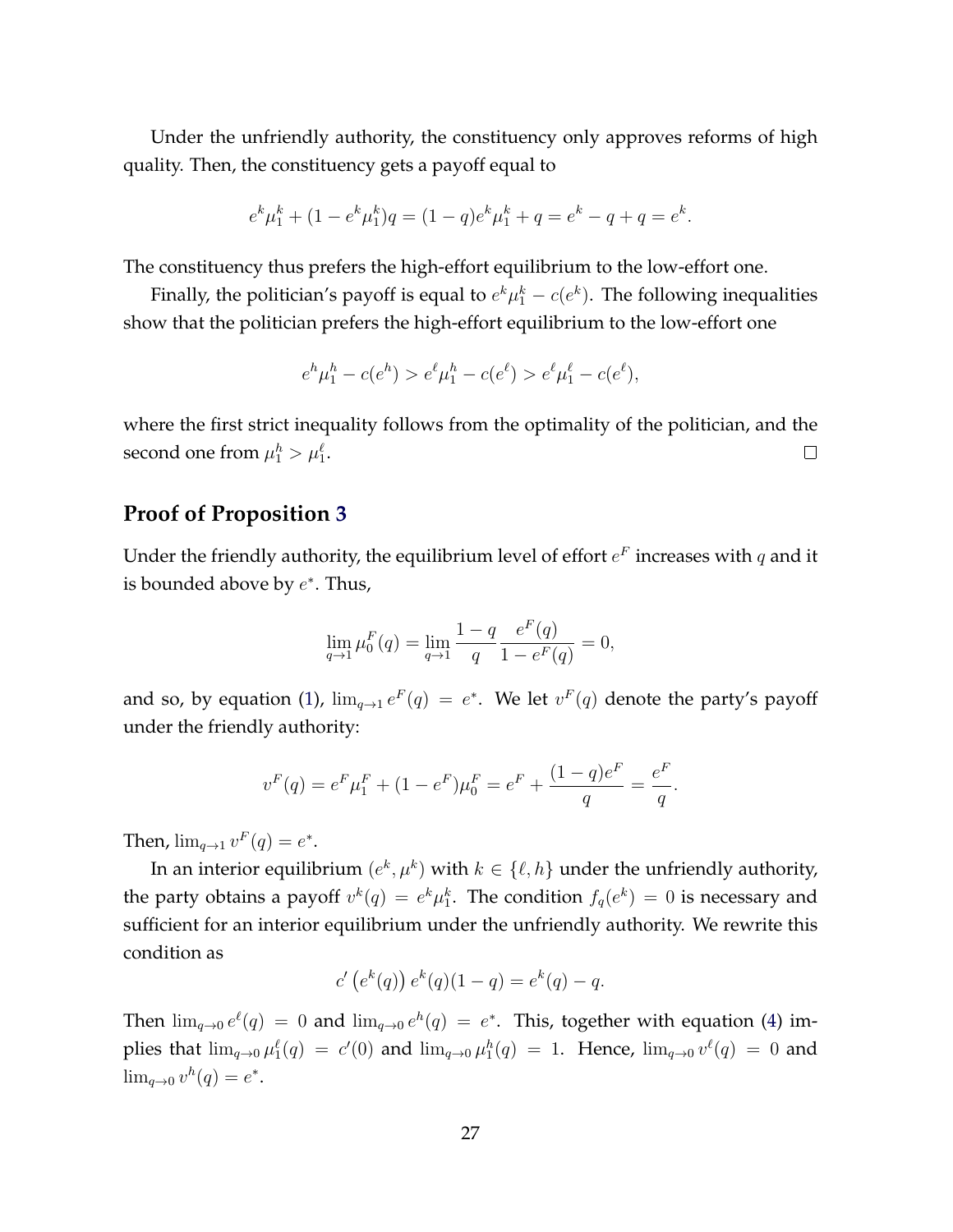Under the unfriendly authority, the constituency only approves reforms of high quality. Then, the constituency gets a payoff equal to

$$e^k \mu_1^k + (1 - e^k \mu_1^k) q = (1-q) e^k \mu_1^k + q = e^k - q + q = e^k.$$

The constituency thus prefers the high-effort equilibrium to the low-effort one.

Finally, the politician's payoff is equal to $e^k \mu_1^k - c(e^k)$. The following inequalities show that the politician prefers the high-effort equilibrium to the low-effort one

$$e^h \mu_1^h - c(e^h) > e^\ell \mu_1^h - c(e^\ell) > e^\ell \mu_1^\ell - c(e^\ell),$$

where the first strict inequality follows from the optimality of the politician, and the second one from $\mu_1^h > \mu_1^\ell$. $\square$

## Proof of Proposition 3

Under the friendly authority, the equilibrium level of effort $e^F$ increases with $q$ and it is bounded above by $e^*$. Thus,

$$\lim_{q \to 1} \mu_0^F(q) = \lim_{q \to 1} \frac{1-q}{q} \frac{e^F(q)}{1 - e^F(q)} = 0,$$

and so, by equation (1), $\lim_{q \to 1} e^F(q) = e^*$. We let $v^F(q)$ denote the party's payoff under the friendly authority:

$$v^F(q) = e^F \mu_1^F + (1 - e^F) \mu_0^F = e^F + \frac{(1-q) e^F}{q} = \frac{e^F}{q}.$$

Then, $\lim_{q \to 1} v^F(q) = e^*$.

In an interior equilibrium $(e^k, \mu^k)$ with $k \in \{\ell, h\}$ under the unfriendly authority, the party obtains a payoff $v^k(q) = e^k \mu_1^k$. The condition $f_q(e^k) = 0$ is necessary and sufficient for an interior equilibrium under the unfriendly authority. We rewrite this condition as

$$c'\left(e^k(q)\right) e^k(q) (1-q) = e^k(q) - q.$$

Then $\lim_{q \to 0} e^\ell(q) = 0$ and $\lim_{q \to 0} e^h(q) = e^*$. This, together with equation (4) implies that $\lim_{q \to 0} \mu_1^\ell(q) = c'(0)$ and $\lim_{q \to 0} \mu_1^h(q) = 1$. Hence, $\lim_{q \to 0} v^\ell(q) = 0$ and $\lim_{q \to 0} v^h(q) = e^*$.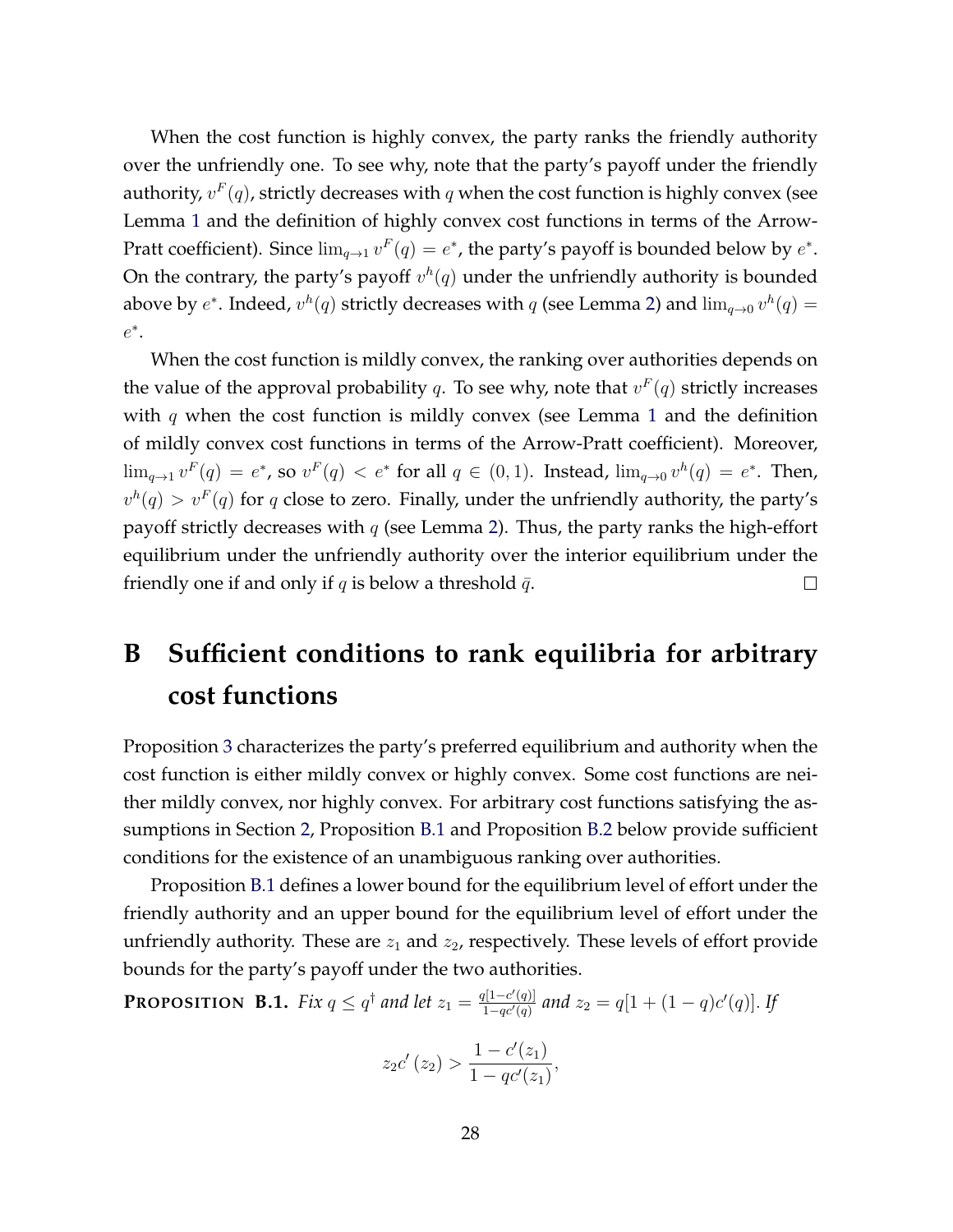When the cost function is highly convex, the party ranks the friendly authority over the unfriendly one. To see why, note that the party's payoff under the friendly authority, $v^F(q)$, strictly decreases with $q$ when the cost function is highly convex (see Lemma 1 and the definition of highly convex cost functions in terms of the Arrow-Pratt coefficient). Since $\lim_{q\to 1} v^F(q) = e^*$, the party's payoff is bounded below by $e^*$. On the contrary, the party's payoff $v^h(q)$ under the unfriendly authority is bounded above by $e^*$. Indeed, $v^h(q)$ strictly decreases with $q$ (see Lemma 2) and $\lim_{q\to 0} v^h(q) = e^*$.

When the cost function is mildly convex, the ranking over authorities depends on the value of the approval probability $q$. To see why, note that $v^F(q)$ strictly increases with $q$ when the cost function is mildly convex (see Lemma 1 and the definition of mildly convex cost functions in terms of the Arrow-Pratt coefficient). Moreover, $\lim_{q\to 1} v^F(q) = e^*$, so $v^F(q) < e^*$ for all $q \in (0, 1)$. Instead, $\lim_{q\to 0} v^h(q) = e^*$. Then, $v^h(q) > v^F(q)$ for $q$ close to zero. Finally, under the unfriendly authority, the party's payoff strictly decreases with $q$ (see Lemma 2). Thus, the party ranks the high-effort equilibrium under the unfriendly authority over the interior equilibrium under the friendly one if and only if $q$ is below a threshold $\bar{q}$. □

# B Sufficient conditions to rank equilibria for arbitrary cost functions

Proposition 3 characterizes the party's preferred equilibrium and authority when the cost function is either mildly convex or highly convex. Some cost functions are neither mildly convex, nor highly convex. For arbitrary cost functions satisfying the assumptions in Section 2, Proposition B.1 and Proposition B.2 below provide sufficient conditions for the existence of an unambiguous ranking over authorities.

Proposition B.1 defines a lower bound for the equilibrium level of effort under the friendly authority and an upper bound for the equilibrium level of effort under the unfriendly authority. These are $z_1$ and $z_2$, respectively. These levels of effort provide bounds for the party's payoff under the two authorities.

**Proposition B.1.** *Fix $q \leq q^\dagger$ and let $z_1 = \frac{q[1-c'(q)]}{1-qc'(q)}$ and $z_2 = q[1 + (1-q)c'(q)]$. If*

$$z_2 c'(z_2) > \frac{1 - c'(z_1)}{1 - qc'(z_1)},$$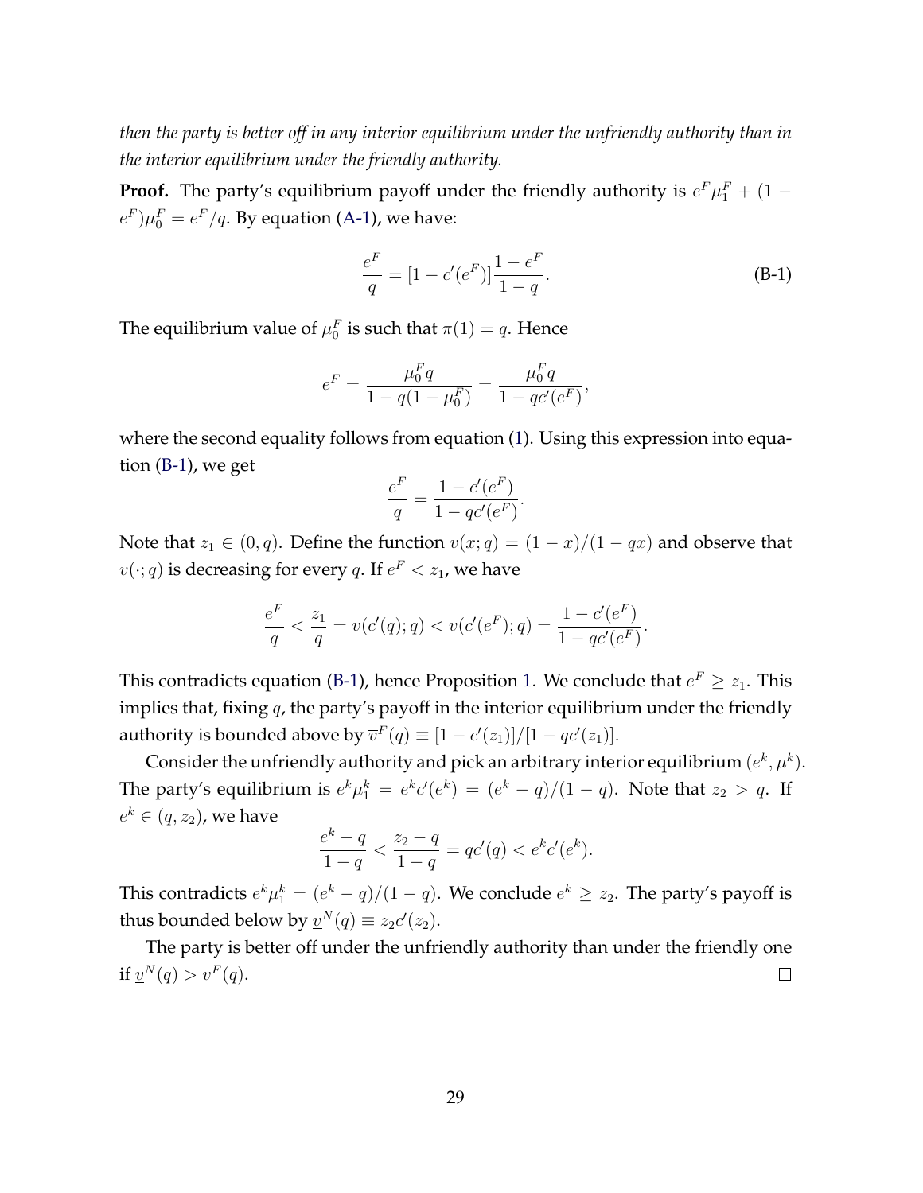*then the party is better off in any interior equilibrium under the unfriendly authority than in the interior equilibrium under the friendly authority.*

**Proof.** The party's equilibrium payoff under the friendly authority is $e^F \mu_1^F + (1 - e^F)\mu_0^F = e^F/q$. By equation (A-1), we have:

$$\frac{e^F}{q} = [1 - c'(e^F)]\frac{1 - e^F}{1 - q}. \tag{B-1}$$

The equilibrium value of $\mu_0^F$ is such that $\pi(1) = q$. Hence

$$e^F = \frac{\mu_0^F q}{1 - q(1 - \mu_0^F)} = \frac{\mu_0^F q}{1 - qc'(e^F)},$$

where the second equality follows from equation (1). Using this expression into equation (B-1), we get

$$\frac{e^F}{q} = \frac{1 - c'(e^F)}{1 - qc'(e^F)}.$$

Note that $z_1 \in (0, q)$. Define the function $v(x; q) = (1 - x)/(1 - qx)$ and observe that $v(\cdot; q)$ is decreasing for every $q$. If $e^F < z_1$, we have

$$\frac{e^F}{q} < \frac{z_1}{q} = v(c'(q); q) < v(c'(e^F); q) = \frac{1 - c'(e^F)}{1 - qc'(e^F)}.$$

This contradicts equation (B-1), hence Proposition 1. We conclude that $e^F \geq z_1$. This implies that, fixing $q$, the party's payoff in the interior equilibrium under the friendly authority is bounded above by $\overline{v}^F(q) \equiv [1 - c'(z_1)]/[1 - qc'(z_1)]$.

Consider the unfriendly authority and pick an arbitrary interior equilibrium $(e^k, \mu^k)$. The party's equilibrium is $e^k \mu_1^k = e^k c'(e^k) = (e^k - q)/(1 - q)$. Note that $z_2 > q$. If $e^k \in (q, z_2)$, we have

$$\frac{e^k - q}{1 - q} < \frac{z_2 - q}{1 - q} = qc'(q) < e^k c'(e^k).$$

This contradicts $e^k \mu_1^k = (e^k - q)/(1 - q)$. We conclude $e^k \geq z_2$. The party's payoff is thus bounded below by $\underline{v}^N(q) \equiv z_2 c'(z_2)$.

The party is better off under the unfriendly authority than under the friendly one if $\underline{v}^N(q) > \overline{v}^F(q)$. $\square$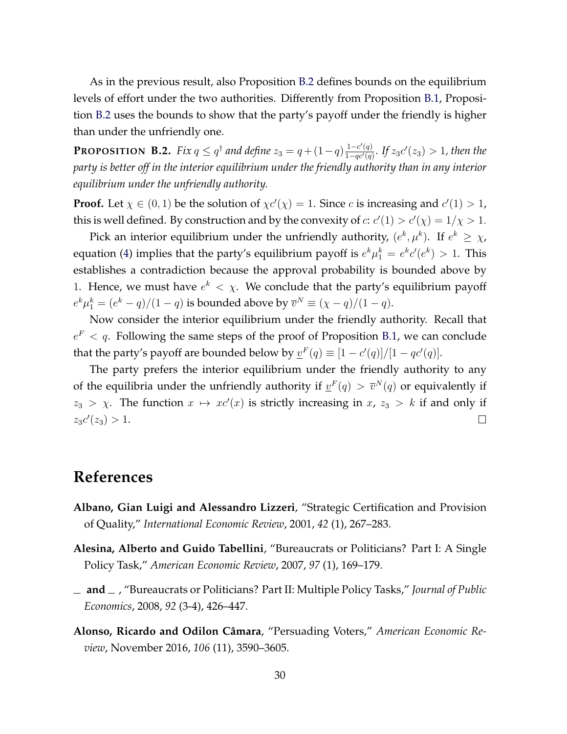As in the previous result, also Proposition B.2 defines bounds on the equilibrium levels of effort under the two authorities. Differently from Proposition B.1, Proposition B.2 uses the bounds to show that the party's payoff under the friendly is higher than under the unfriendly one.

**PROPOSITION B.2.** *Fix $q \leq q^\dagger$ and define $z_3 = q + (1-q)\frac{1-c'(q)}{1-qc'(q)}$. If $z_3 c'(z_3) > 1$, then the party is better off in the interior equilibrium under the friendly authority than in any interior equilibrium under the unfriendly authority.*

**Proof.** Let $\chi \in (0,1)$ be the solution of $\chi c'(\chi) = 1$. Since $c$ is increasing and $c'(1) > 1$, this is well defined. By construction and by the convexity of $c$: $c'(1) > c'(\chi) = 1/\chi > 1$.

Pick an interior equilibrium under the unfriendly authority, $(e^k, \mu^k)$. If $e^k \geq \chi$, equation (4) implies that the party's equilibrium payoff is $e^k \mu_1^k = e^k c'(e^k) > 1$. This establishes a contradiction because the approval probability is bounded above by 1. Hence, we must have $e^k < \chi$. We conclude that the party's equilibrium payoff $e^k \mu_1^k = (e^k - q)/(1-q)$ is bounded above by $\overline{v}^N \equiv (\chi - q)/(1-q)$.

Now consider the interior equilibrium under the friendly authority. Recall that $e^F < q$. Following the same steps of the proof of Proposition B.1, we can conclude that the party's payoff are bounded below by $\underline{v}^F(q) \equiv [1 - c'(q)]/[1 - qc'(q)]$.

The party prefers the interior equilibrium under the friendly authority to any of the equilibria under the unfriendly authority if $\underline{v}^F(q) > \overline{v}^N(q)$ or equivalently if $z_3 > \chi$. The function $x \mapsto xc'(x)$ is strictly increasing in $x$, $z_3 > k$ if and only if $z_3 c'(z_3) > 1$. $\square$

# References

**Albano, Gian Luigi and Alessandro Lizzeri**, "Strategic Certification and Provision of Quality," *International Economic Review*, 2001, *42* (1), 267–283.

**Alesina, Alberto and Guido Tabellini**, "Bureaucrats or Politicians? Part I: A Single Policy Task," *American Economic Review*, 2007, *97* (1), 169–179.

_ **and** _ , "Bureaucrats or Politicians? Part II: Multiple Policy Tasks," *Journal of Public Economics*, 2008, *92* (3-4), 426–447.

**Alonso, Ricardo and Odilon Câmara**, "Persuading Voters," *American Economic Review*, November 2016, *106* (11), 3590–3605.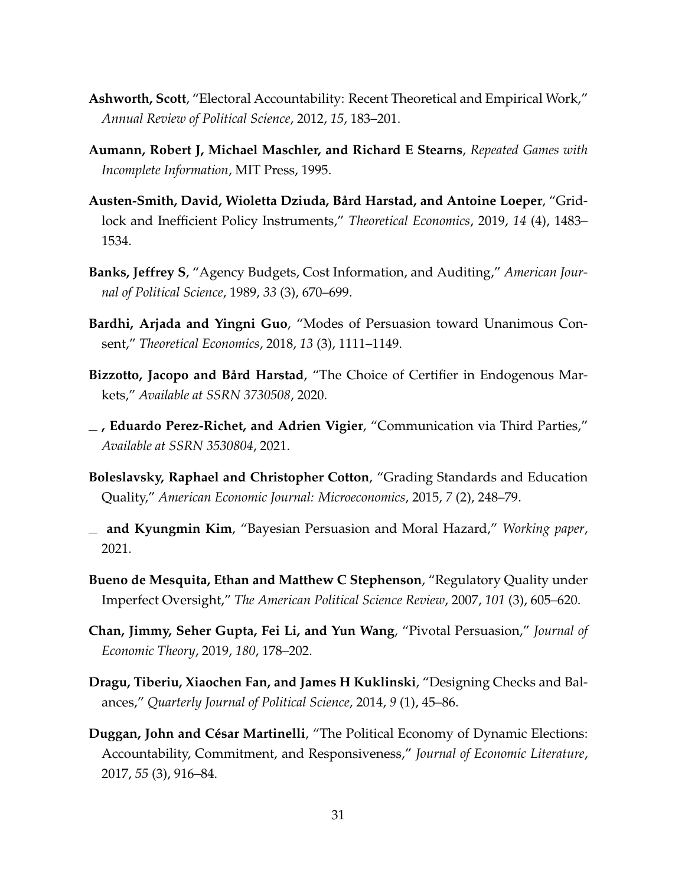**Ashworth, Scott**, "Electoral Accountability: Recent Theoretical and Empirical Work," *Annual Review of Political Science*, 2012, *15*, 183–201.

**Aumann, Robert J, Michael Maschler, and Richard E Stearns**, *Repeated Games with Incomplete Information*, MIT Press, 1995.

**Austen-Smith, David, Wioletta Dziuda, Bård Harstad, and Antoine Loeper**, "Gridlock and Inefficient Policy Instruments," *Theoretical Economics*, 2019, *14* (4), 1483–1534.

**Banks, Jeffrey S**, "Agency Budgets, Cost Information, and Auditing," *American Journal of Political Science*, 1989, *33* (3), 670–699.

**Bardhi, Arjada and Yingni Guo**, "Modes of Persuasion toward Unanimous Consent," *Theoretical Economics*, 2018, *13* (3), 1111–1149.

**Bizzotto, Jacopo and Bård Harstad**, "The Choice of Certifier in Endogenous Markets," *Available at SSRN 3730508*, 2020.

**_ , Eduardo Perez-Richet, and Adrien Vigier**, "Communication via Third Parties," *Available at SSRN 3530804*, 2021.

**Boleslavsky, Raphael and Christopher Cotton**, "Grading Standards and Education Quality," *American Economic Journal: Microeconomics*, 2015, *7* (2), 248–79.

**_ and Kyungmin Kim**, "Bayesian Persuasion and Moral Hazard," *Working paper*, 2021.

**Bueno de Mesquita, Ethan and Matthew C Stephenson**, "Regulatory Quality under Imperfect Oversight," *The American Political Science Review*, 2007, *101* (3), 605–620.

**Chan, Jimmy, Seher Gupta, Fei Li, and Yun Wang**, "Pivotal Persuasion," *Journal of Economic Theory*, 2019, *180*, 178–202.

**Dragu, Tiberiu, Xiaochen Fan, and James H Kuklinski**, "Designing Checks and Balances," *Quarterly Journal of Political Science*, 2014, *9* (1), 45–86.

**Duggan, John and César Martinelli**, "The Political Economy of Dynamic Elections: Accountability, Commitment, and Responsiveness," *Journal of Economic Literature*, 2017, *55* (3), 916–84.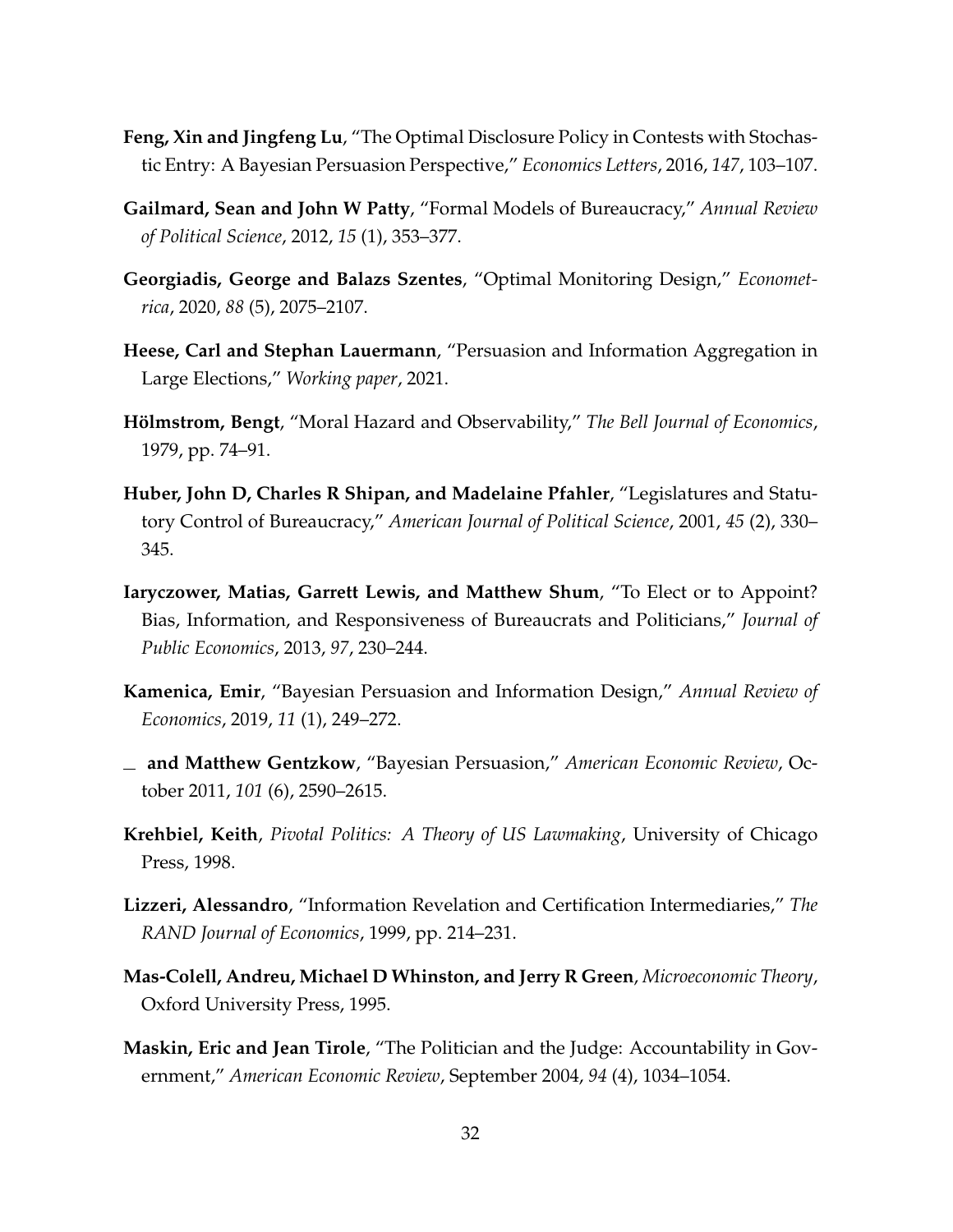**Feng, Xin and Jingfeng Lu**, "The Optimal Disclosure Policy in Contests with Stochastic Entry: A Bayesian Persuasion Perspective," *Economics Letters*, 2016, *147*, 103–107.

**Gailmard, Sean and John W Patty**, "Formal Models of Bureaucracy," *Annual Review of Political Science*, 2012, *15* (1), 353–377.

**Georgiadis, George and Balazs Szentes**, "Optimal Monitoring Design," *Econometrica*, 2020, *88* (5), 2075–2107.

**Heese, Carl and Stephan Lauermann**, "Persuasion and Information Aggregation in Large Elections," *Working paper*, 2021.

**Hölmstrom, Bengt**, "Moral Hazard and Observability," *The Bell Journal of Economics*, 1979, pp. 74–91.

**Huber, John D, Charles R Shipan, and Madelaine Pfahler**, "Legislatures and Statutory Control of Bureaucracy," *American Journal of Political Science*, 2001, *45* (2), 330–345.

**Iaryczower, Matias, Garrett Lewis, and Matthew Shum**, "To Elect or to Appoint? Bias, Information, and Responsiveness of Bureaucrats and Politicians," *Journal of Public Economics*, 2013, *97*, 230–244.

**Kamenica, Emir**, "Bayesian Persuasion and Information Design," *Annual Review of Economics*, 2019, *11* (1), 249–272.

\_ **and Matthew Gentzkow**, "Bayesian Persuasion," *American Economic Review*, October 2011, *101* (6), 2590–2615.

**Krehbiel, Keith**, *Pivotal Politics: A Theory of US Lawmaking*, University of Chicago Press, 1998.

**Lizzeri, Alessandro**, "Information Revelation and Certification Intermediaries," *The RAND Journal of Economics*, 1999, pp. 214–231.

**Mas-Colell, Andreu, Michael D Whinston, and Jerry R Green**, *Microeconomic Theory*, Oxford University Press, 1995.

**Maskin, Eric and Jean Tirole**, "The Politician and the Judge: Accountability in Government," *American Economic Review*, September 2004, *94* (4), 1034–1054.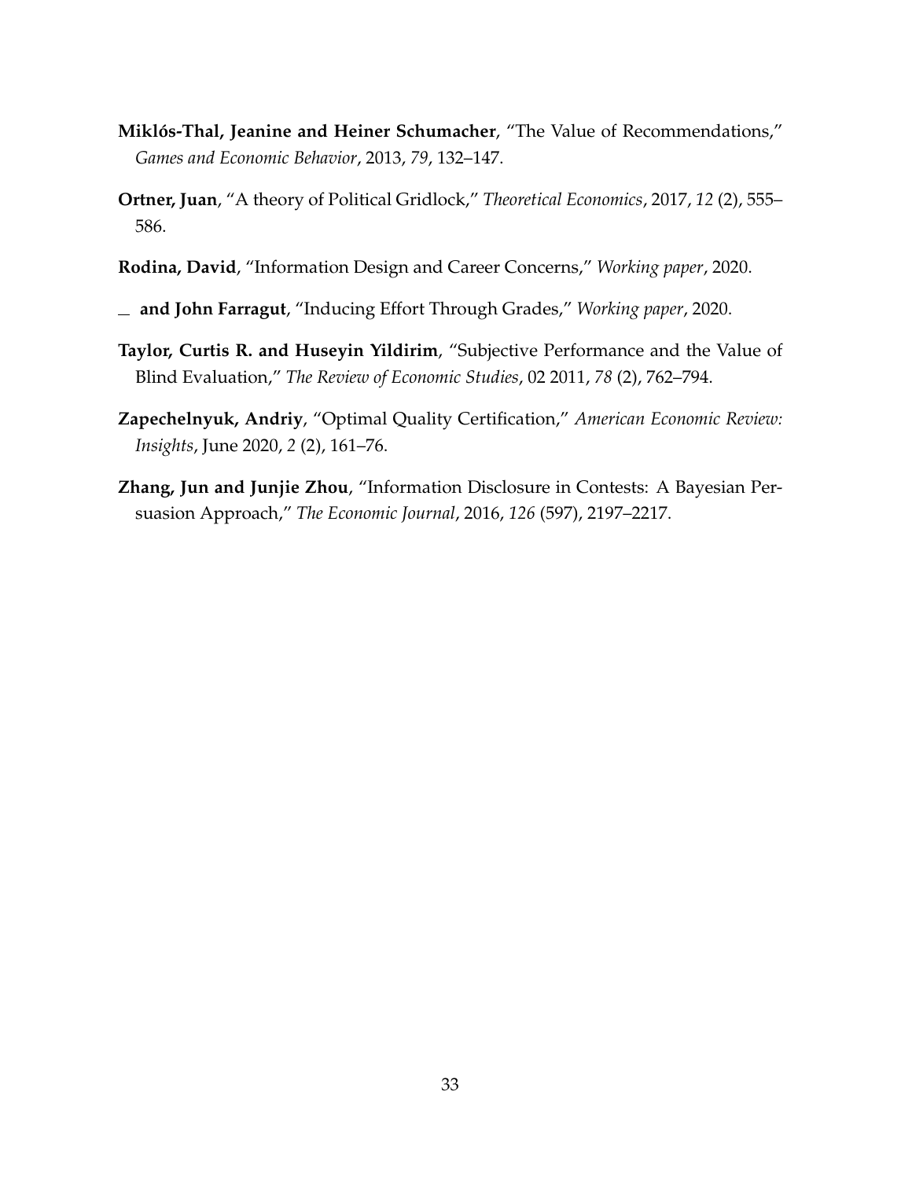**Miklós-Thal, Jeanine and Heiner Schumacher**, "The Value of Recommendations," *Games and Economic Behavior*, 2013, *79*, 132–147.

**Ortner, Juan**, "A theory of Political Gridlock," *Theoretical Economics*, 2017, *12* (2), 555–586.

**Rodina, David**, "Information Design and Career Concerns," *Working paper*, 2020.

__ **and John Farragut**, "Inducing Effort Through Grades," *Working paper*, 2020.

**Taylor, Curtis R. and Huseyin Yildirim**, "Subjective Performance and the Value of Blind Evaluation," *The Review of Economic Studies*, 02 2011, *78* (2), 762–794.

**Zapechelnyuk, Andriy**, "Optimal Quality Certification," *American Economic Review: Insights*, June 2020, *2* (2), 161–76.

**Zhang, Jun and Junjie Zhou**, "Information Disclosure in Contests: A Bayesian Persuasion Approach," *The Economic Journal*, 2016, *126* (597), 2197–2217.